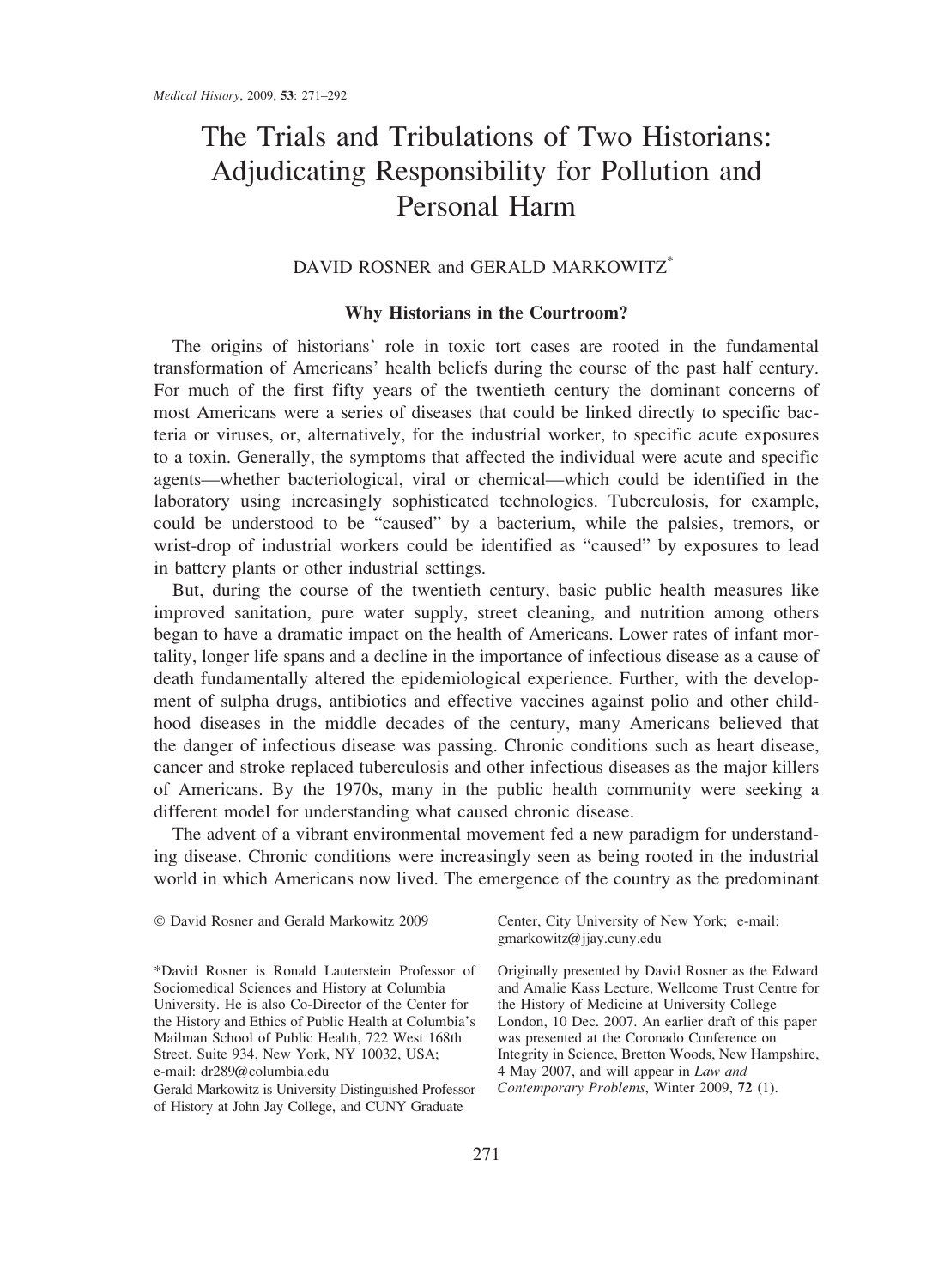# The Trials and Tribulations of Two Historians: Adjudicating Responsibility for Pollution and Personal Harm

DAVID ROSNER and GERALD MARKOWITZ*

## Why Historians in the Courtroom?

The origins of historians' role in toxic tort cases are rooted in the fundamental transformation of Americans' health beliefs during the course of the past half century. For much of the first fifty years of the twentieth century the dominant concerns of most Americans were a series of diseases that could be linked directly to specific bacteria or viruses, or, alternatively, for the industrial worker, to specific acute exposures to a toxin. Generally, the symptoms that affected the individual were acute and specific agents—whether bacteriological, viral or chemical—which could be identified in the laboratory using increasingly sophisticated technologies. Tuberculosis, for example, could be understood to be "caused" by a bacterium, while the palsies, tremors, or wrist-drop of industrial workers could be identified as "caused" by exposures to lead in battery plants or other industrial settings.

But, during the course of the twentieth century, basic public health measures like improved sanitation, pure water supply, street cleaning, and nutrition among others began to have a dramatic impact on the health of Americans. Lower rates of infant mortality, longer life spans and a decline in the importance of infectious disease as a cause of death fundamentally altered the epidemiological experience. Further, with the development of sulpha drugs, antibiotics and effective vaccines against polio and other childhood diseases in the middle decades of the century, many Americans believed that the danger of infectious disease was passing. Chronic conditions such as heart disease, cancer and stroke replaced tuberculosis and other infectious diseases as the major killers of Americans. By the 1970s, many in the public health community were seeking a different model for understanding what caused chronic disease.

The advent of a vibrant environmental movement fed a new paradigm for understanding disease. Chronic conditions were increasingly seen as being rooted in the industrial world in which Americans now lived. The emergence of the country as the predominant

© David Rosner and Gerald Markowitz 2009

*David Rosner is Ronald Lauterstein Professor of Sociomedical Sciences and History at Columbia University. He is also Co-Director of the Center for the History and Ethics of Public Health at Columbia's Mailman School of Public Health, 722 West 168th Street, Suite 934, New York, NY 10032, USA; e-mail: dr289@columbia.edu

Gerald Markowitz is University Distinguished Professor of History at John Jay College, and CUNY Graduate Center, City University of New York; e-mail: gmarkowitz@jjay.cuny.edu

Originally presented by David Rosner as the Edward and Amalie Kass Lecture, Wellcome Trust Centre for the History of Medicine at University College London, 10 Dec. 2007. An earlier draft of this paper was presented at the Coronado Conference on Integrity in Science, Bretton Woods, New Hampshire, 4 May 2007, and will appear in *Law and Contemporary Problems*, Winter 2009, **72** (1).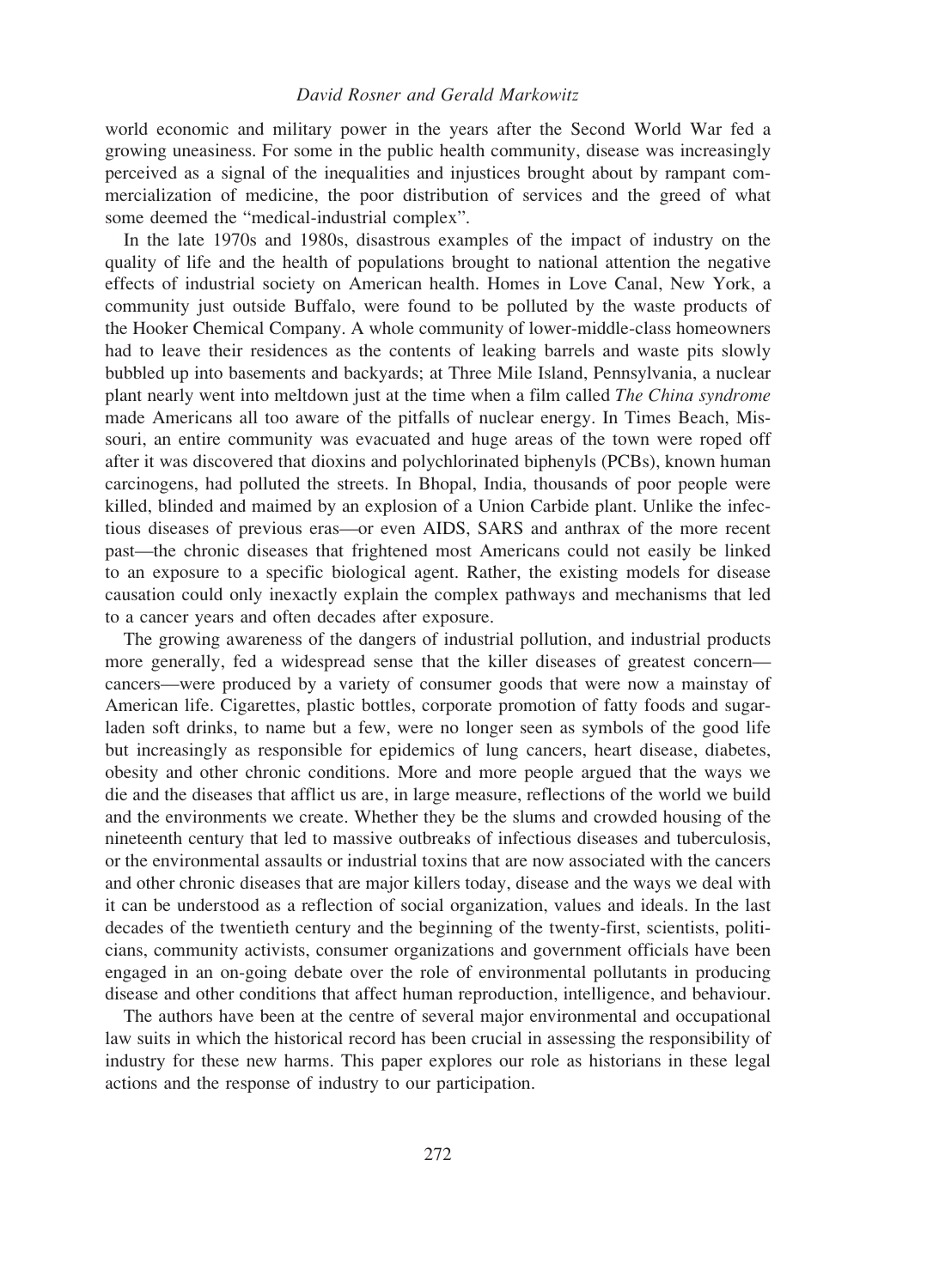world economic and military power in the years after the Second World War fed a growing uneasiness. For some in the public health community, disease was increasingly perceived as a signal of the inequalities and injustices brought about by rampant commercialization of medicine, the poor distribution of services and the greed of what some deemed the "medical-industrial complex".

In the late 1970s and 1980s, disastrous examples of the impact of industry on the quality of life and the health of populations brought to national attention the negative effects of industrial society on American health. Homes in Love Canal, New York, a community just outside Buffalo, were found to be polluted by the waste products of the Hooker Chemical Company. A whole community of lower-middle-class homeowners had to leave their residences as the contents of leaking barrels and waste pits slowly bubbled up into basements and backyards; at Three Mile Island, Pennsylvania, a nuclear plant nearly went into meltdown just at the time when a film called *The China syndrome* made Americans all too aware of the pitfalls of nuclear energy. In Times Beach, Missouri, an entire community was evacuated and huge areas of the town were roped off after it was discovered that dioxins and polychlorinated biphenyls (PCBs), known human carcinogens, had polluted the streets. In Bhopal, India, thousands of poor people were killed, blinded and maimed by an explosion of a Union Carbide plant. Unlike the infectious diseases of previous eras—or even AIDS, SARS and anthrax of the more recent past—the chronic diseases that frightened most Americans could not easily be linked to an exposure to a specific biological agent. Rather, the existing models for disease causation could only inexactly explain the complex pathways and mechanisms that led to a cancer years and often decades after exposure.

The growing awareness of the dangers of industrial pollution, and industrial products more generally, fed a widespread sense that the killer diseases of greatest concern—cancers—were produced by a variety of consumer goods that were now a mainstay of American life. Cigarettes, plastic bottles, corporate promotion of fatty foods and sugar-laden soft drinks, to name but a few, were no longer seen as symbols of the good life but increasingly as responsible for epidemics of lung cancers, heart disease, diabetes, obesity and other chronic conditions. More and more people argued that the ways we die and the diseases that afflict us are, in large measure, reflections of the world we build and the environments we create. Whether they be the slums and crowded housing of the nineteenth century that led to massive outbreaks of infectious diseases and tuberculosis, or the environmental assaults or industrial toxins that are now associated with the cancers and other chronic diseases that are major killers today, disease and the ways we deal with it can be understood as a reflection of social organization, values and ideals. In the last decades of the twentieth century and the beginning of the twenty-first, scientists, politicians, community activists, consumer organizations and government officials have been engaged in an on-going debate over the role of environmental pollutants in producing disease and other conditions that affect human reproduction, intelligence, and behaviour.

The authors have been at the centre of several major environmental and occupational law suits in which the historical record has been crucial in assessing the responsibility of industry for these new harms. This paper explores our role as historians in these legal actions and the response of industry to our participation.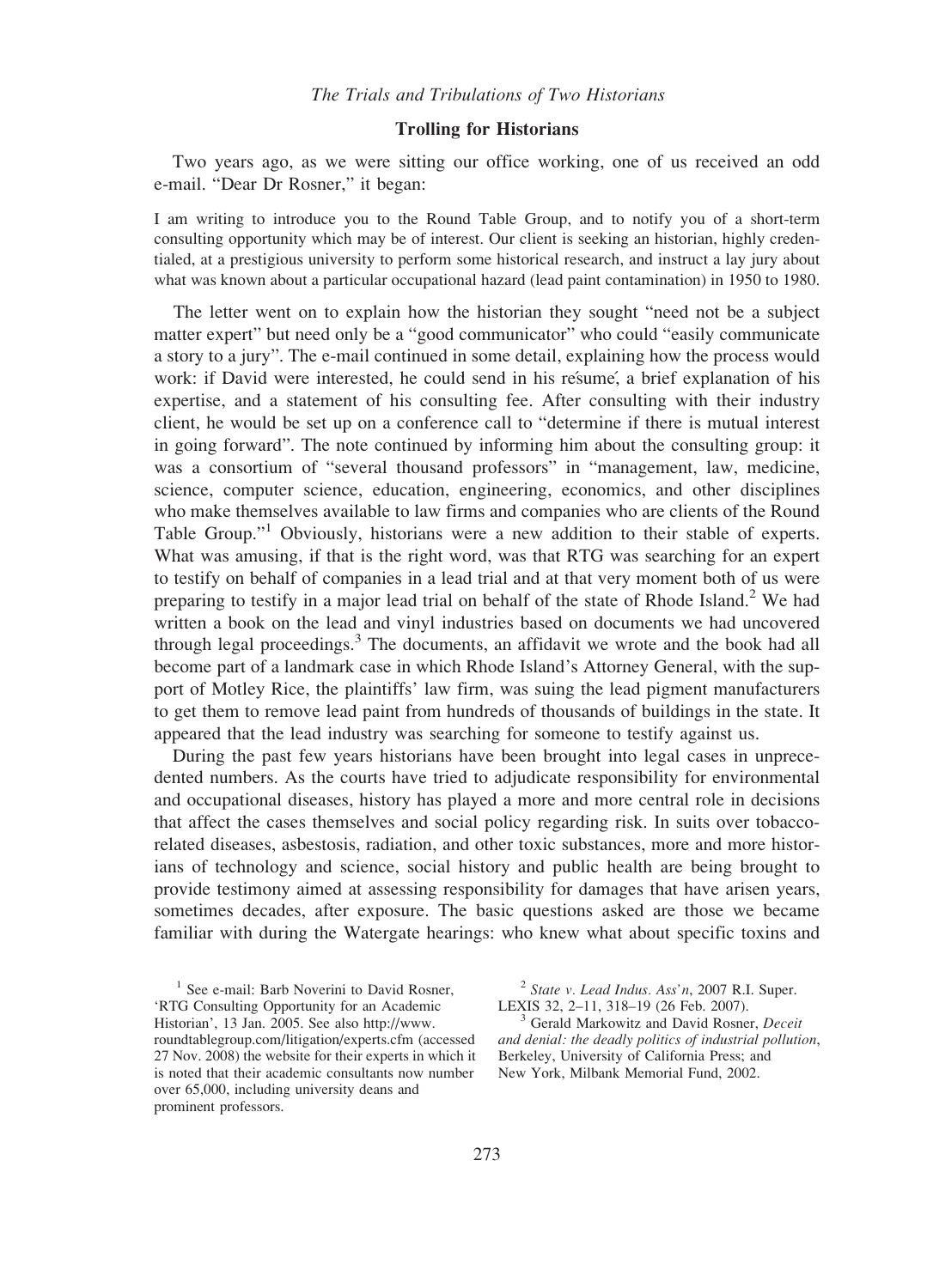## Trolling for Historians

Two years ago, as we were sitting our office working, one of us received an odd e-mail. "Dear Dr Rosner," it began:

> I am writing to introduce you to the Round Table Group, and to notify you of a short-term consulting opportunity which may be of interest. Our client is seeking an historian, highly credentialed, at a prestigious university to perform some historical research, and instruct a lay jury about what was known about a particular occupational hazard (lead paint contamination) in 1950 to 1980.

The letter went on to explain how the historian they sought "need not be a subject matter expert" but need only be a "good communicator" who could "easily communicate a story to a jury". The e-mail continued in some detail, explaining how the process would work: if David were interested, he could send in his résumé, a brief explanation of his expertise, and a statement of his consulting fee. After consulting with their industry client, he would be set up on a conference call to "determine if there is mutual interest in going forward". The note continued by informing him about the consulting group: it was a consortium of "several thousand professors" in "management, law, medicine, science, computer science, education, engineering, economics, and other disciplines who make themselves available to law firms and companies who are clients of the Round Table Group."[1] Obviously, historians were a new addition to their stable of experts. What was amusing, if that is the right word, was that RTG was searching for an expert to testify on behalf of companies in a lead trial and at that very moment both of us were preparing to testify in a major lead trial on behalf of the state of Rhode Island.[2] We had written a book on the lead and vinyl industries based on documents we had uncovered through legal proceedings.[3] The documents, an affidavit we wrote and the book had all become part of a landmark case in which Rhode Island's Attorney General, with the support of Motley Rice, the plaintiffs' law firm, was suing the lead pigment manufacturers to get them to remove lead paint from hundreds of thousands of buildings in the state. It appeared that the lead industry was searching for someone to testify against us.

During the past few years historians have been brought into legal cases in unprecedented numbers. As the courts have tried to adjudicate responsibility for environmental and occupational diseases, history has played a more and more central role in decisions that affect the cases themselves and social policy regarding risk. In suits over tobacco-related diseases, asbestosis, radiation, and other toxic substances, more and more historians of technology and science, social history and public health are being brought to provide testimony aimed at assessing responsibility for damages that have arisen years, sometimes decades, after exposure. The basic questions asked are those we became familiar with during the Watergate hearings: who knew what about specific toxins and

[1] See e-mail: Barb Noverini to David Rosner, 'RTG Consulting Opportunity for an Academic Historian', 13 Jan. 2005. See also http://www.roundtablegroup.com/litigation/experts.cfm (accessed 27 Nov. 2008) the website for their experts in which it is noted that their academic consultants now number over 65,000, including university deans and prominent professors.

[2] *State v. Lead Indus. Ass'n*, 2007 R.I. Super. LEXIS 32, 2–11, 318–19 (26 Feb. 2007).

[3] Gerald Markowitz and David Rosner, *Deceit and denial: the deadly politics of industrial pollution*, Berkeley, University of California Press; and New York, Milbank Memorial Fund, 2002.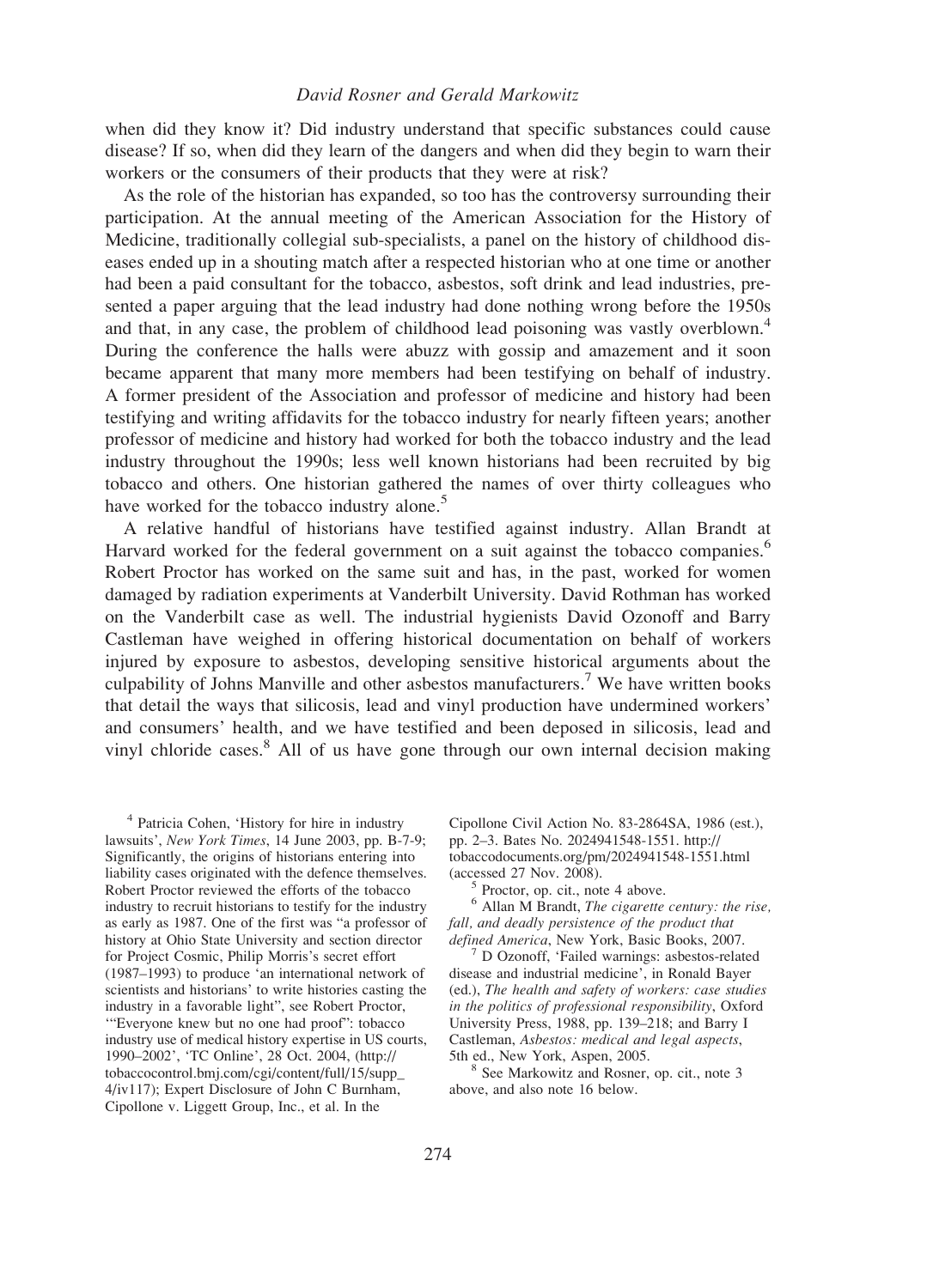when did they know it? Did industry understand that specific substances could cause disease? If so, when did they learn of the dangers and when did they begin to warn their workers or the consumers of their products that they were at risk?

As the role of the historian has expanded, so too has the controversy surrounding their participation. At the annual meeting of the American Association for the History of Medicine, traditionally collegial sub-specialists, a panel on the history of childhood diseases ended up in a shouting match after a respected historian who at one time or another had been a paid consultant for the tobacco, asbestos, soft drink and lead industries, presented a paper arguing that the lead industry had done nothing wrong before the 1950s and that, in any case, the problem of childhood lead poisoning was vastly overblown.[4] During the conference the halls were abuzz with gossip and amazement and it soon became apparent that many more members had been testifying on behalf of industry. A former president of the Association and professor of medicine and history had been testifying and writing affidavits for the tobacco industry for nearly fifteen years; another professor of medicine and history had worked for both the tobacco industry and the lead industry throughout the 1990s; less well known historians had been recruited by big tobacco and others. One historian gathered the names of over thirty colleagues who have worked for the tobacco industry alone.[5]

A relative handful of historians have testified against industry. Allan Brandt at Harvard worked for the federal government on a suit against the tobacco companies.[6] Robert Proctor has worked on the same suit and has, in the past, worked for women damaged by radiation experiments at Vanderbilt University. David Rothman has worked on the Vanderbilt case as well. The industrial hygienists David Ozonoff and Barry Castleman have weighed in offering historical documentation on behalf of workers injured by exposure to asbestos, developing sensitive historical arguments about the culpability of Johns Manville and other asbestos manufacturers.[7] We have written books that detail the ways that silicosis, lead and vinyl production have undermined workers' and consumers' health, and we have testified and been deposed in silicosis, lead and vinyl chloride cases.[8] All of us have gone through our own internal decision making

[4] Patricia Cohen, 'History for hire in industry lawsuits', *New York Times*, 14 June 2003, pp. B-7-9; Significantly, the origins of historians entering into liability cases originated with the defence themselves. Robert Proctor reviewed the efforts of the tobacco industry to recruit historians to testify for the industry as early as 1987. One of the first was "a professor of history at Ohio State University and section director for Project Cosmic, Philip Morris's secret effort (1987–1993) to produce 'an international network of scientists and historians' to write histories casting the industry in a favorable light", see Robert Proctor, '"Everyone knew but no one had proof": tobacco industry use of medical history expertise in US courts, 1990–2002', 'TC Online', 28 Oct. 2004, (http://tobaccocontrol.bmj.com/cgi/content/full/15/supp_4/iv117); Expert Disclosure of John C Burnham, Cipollone v. Liggett Group, Inc., et al. In the Cipollone Civil Action No. 83-2864SA, 1986 (est.), pp. 2–3. Bates No. 2024941548-1551. http://tobaccodocuments.org/pm/2024941548-1551.html (accessed 27 Nov. 2008).

[5] Proctor, op. cit., note 4 above.

[6] Allan M Brandt, *The cigarette century: the rise, fall, and deadly persistence of the product that defined America*, New York, Basic Books, 2007.

[7] D Ozonoff, 'Failed warnings: asbestos-related disease and industrial medicine', in Ronald Bayer (ed.), *The health and safety of workers: case studies in the politics of professional responsibility*, Oxford University Press, 1988, pp. 139–218; and Barry I Castleman, *Asbestos: medical and legal aspects*, 5th ed., New York, Aspen, 2005.

[8] See Markowitz and Rosner, op. cit., note 3 above, and also note 16 below.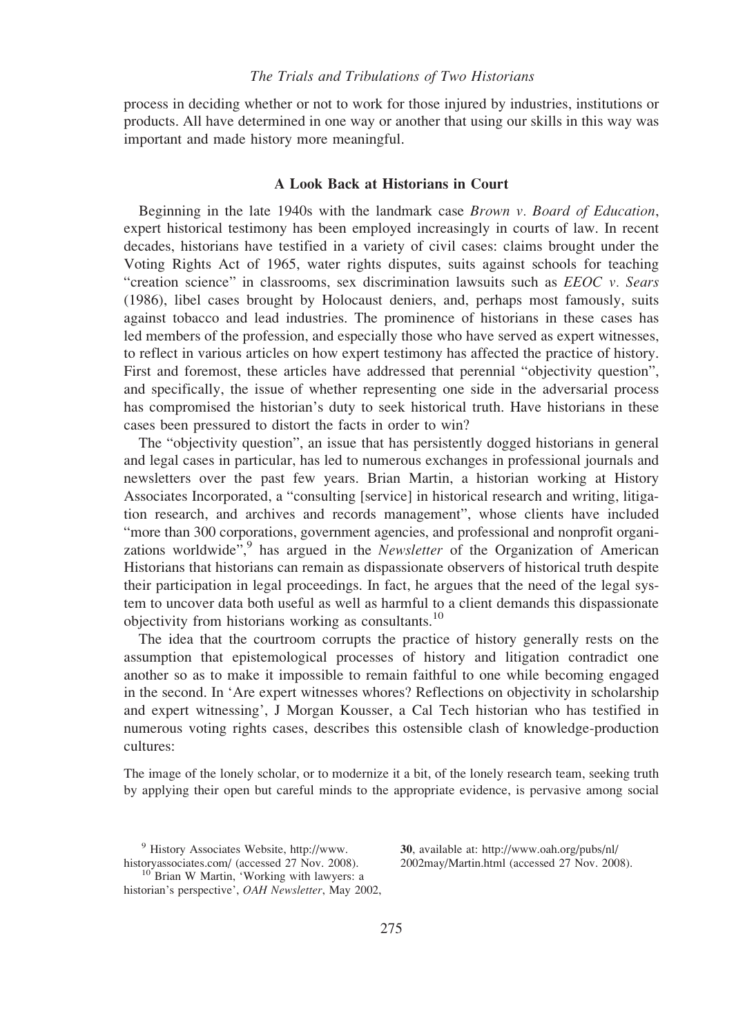process in deciding whether or not to work for those injured by industries, institutions or products. All have determined in one way or another that using our skills in this way was important and made history more meaningful.

## A Look Back at Historians in Court

Beginning in the late 1940s with the landmark case *Brown v. Board of Education*, expert historical testimony has been employed increasingly in courts of law. In recent decades, historians have testified in a variety of civil cases: claims brought under the Voting Rights Act of 1965, water rights disputes, suits against schools for teaching "creation science" in classrooms, sex discrimination lawsuits such as *EEOC v. Sears* (1986), libel cases brought by Holocaust deniers, and, perhaps most famously, suits against tobacco and lead industries. The prominence of historians in these cases has led members of the profession, and especially those who have served as expert witnesses, to reflect in various articles on how expert testimony has affected the practice of history. First and foremost, these articles have addressed that perennial "objectivity question", and specifically, the issue of whether representing one side in the adversarial process has compromised the historian's duty to seek historical truth. Have historians in these cases been pressured to distort the facts in order to win?

The "objectivity question", an issue that has persistently dogged historians in general and legal cases in particular, has led to numerous exchanges in professional journals and newsletters over the past few years. Brian Martin, a historian working at History Associates Incorporated, a "consulting [service] in historical research and writing, litigation research, and archives and records management", whose clients have included "more than 300 corporations, government agencies, and professional and nonprofit organizations worldwide",[9] has argued in the *Newsletter* of the Organization of American Historians that historians can remain as dispassionate observers of historical truth despite their participation in legal proceedings. In fact, he argues that the need of the legal system to uncover data both useful as well as harmful to a client demands this dispassionate objectivity from historians working as consultants.[10]

The idea that the courtroom corrupts the practice of history generally rests on the assumption that epistemological processes of history and litigation contradict one another so as to make it impossible to remain faithful to one while becoming engaged in the second. In 'Are expert witnesses whores? Reflections on objectivity in scholarship and expert witnessing', J Morgan Kousser, a Cal Tech historian who has testified in numerous voting rights cases, describes this ostensible clash of knowledge-production cultures:

> The image of the lonely scholar, or to modernize it a bit, of the lonely research team, seeking truth by applying their open but careful minds to the appropriate evidence, is pervasive among social

[9] History Associates Website, http://www.historyassociates.com/ (accessed 27 Nov. 2008).

[10] Brian W Martin, 'Working with lawyers: a historian's perspective', *OAH Newsletter*, May 2002, **30**, available at: http://www.oah.org/pubs/nl/2002may/Martin.html (accessed 27 Nov. 2008).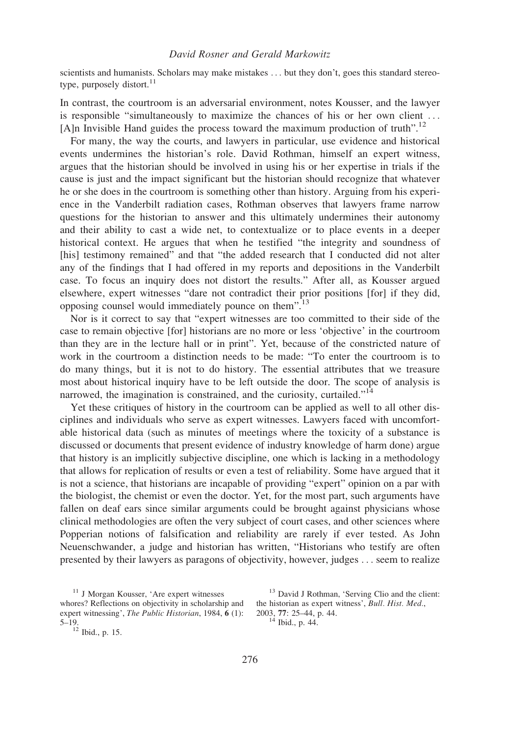scientists and humanists. Scholars may make mistakes . . . but they don't, goes this standard stereotype, purposely distort.[11]

In contrast, the courtroom is an adversarial environment, notes Kousser, and the lawyer is responsible "simultaneously to maximize the chances of his or her own client . . . [A]n Invisible Hand guides the process toward the maximum production of truth".[12]

For many, the way the courts, and lawyers in particular, use evidence and historical events undermines the historian's role. David Rothman, himself an expert witness, argues that the historian should be involved in using his or her expertise in trials if the cause is just and the impact significant but the historian should recognize that whatever he or she does in the courtroom is something other than history. Arguing from his experience in the Vanderbilt radiation cases, Rothman observes that lawyers frame narrow questions for the historian to answer and this ultimately undermines their autonomy and their ability to cast a wide net, to contextualize or to place events in a deeper historical context. He argues that when he testified "the integrity and soundness of [his] testimony remained" and that "the added research that I conducted did not alter any of the findings that I had offered in my reports and depositions in the Vanderbilt case. To focus an inquiry does not distort the results." After all, as Kousser argued elsewhere, expert witnesses "dare not contradict their prior positions [for] if they did, opposing counsel would immediately pounce on them".[13]

Nor is it correct to say that "expert witnesses are too committed to their side of the case to remain objective [for] historians are no more or less 'objective' in the courtroom than they are in the lecture hall or in print". Yet, because of the constricted nature of work in the courtroom a distinction needs to be made: "To enter the courtroom is to do many things, but it is not to do history. The essential attributes that we treasure most about historical inquiry have to be left outside the door. The scope of analysis is narrowed, the imagination is constrained, and the curiosity, curtailed."[14]

Yet these critiques of history in the courtroom can be applied as well to all other disciplines and individuals who serve as expert witnesses. Lawyers faced with uncomfortable historical data (such as minutes of meetings where the toxicity of a substance is discussed or documents that present evidence of industry knowledge of harm done) argue that history is an implicitly subjective discipline, one which is lacking in a methodology that allows for replication of results or even a test of reliability. Some have argued that it is not a science, that historians are incapable of providing "expert" opinion on a par with the biologist, the chemist or even the doctor. Yet, for the most part, such arguments have fallen on deaf ears since similar arguments could be brought against physicians whose clinical methodologies are often the very subject of court cases, and other sciences where Popperian notions of falsification and reliability are rarely if ever tested. As John Neuenschwander, a judge and historian has written, "Historians who testify are often presented by their lawyers as paragons of objectivity, however, judges . . . seem to realize

[11] J Morgan Kousser, 'Are expert witnesses whores? Reflections on objectivity in scholarship and expert witnessing', *The Public Historian*, 1984, **6** (1): 5–19.

[12] Ibid., p. 15.

[13] David J Rothman, 'Serving Clio and the client: the historian as expert witness', *Bull. Hist. Med.*, 2003, **77**: 25–44, p. 44.

[14] Ibid., p. 44.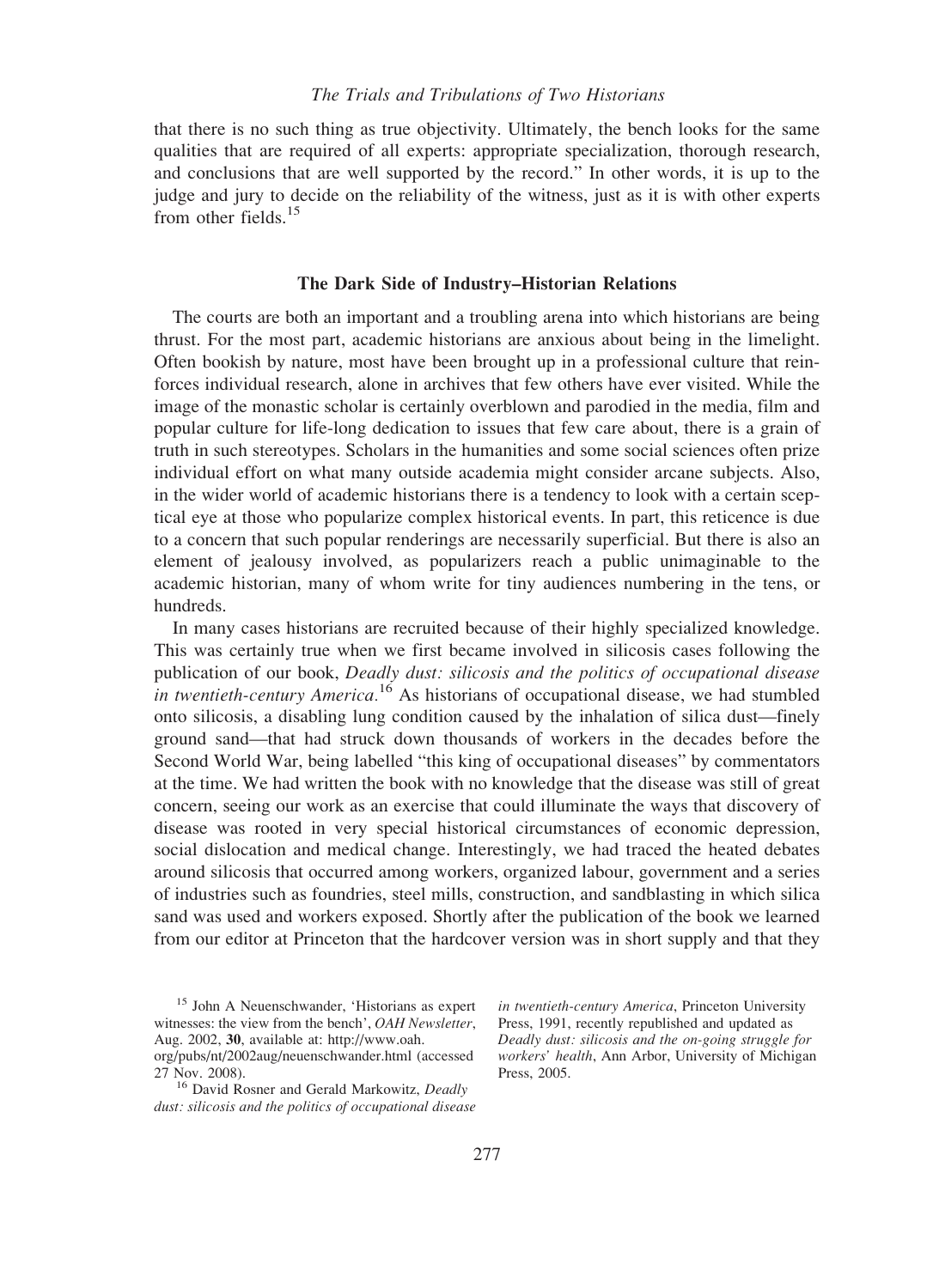that there is no such thing as true objectivity. Ultimately, the bench looks for the same qualities that are required of all experts: appropriate specialization, thorough research, and conclusions that are well supported by the record." In other words, it is up to the judge and jury to decide on the reliability of the witness, just as it is with other experts from other fields.[15]

## The Dark Side of Industry–Historian Relations

The courts are both an important and a troubling arena into which historians are being thrust. For the most part, academic historians are anxious about being in the limelight. Often bookish by nature, most have been brought up in a professional culture that reinforces individual research, alone in archives that few others have ever visited. While the image of the monastic scholar is certainly overblown and parodied in the media, film and popular culture for life-long dedication to issues that few care about, there is a grain of truth in such stereotypes. Scholars in the humanities and some social sciences often prize individual effort on what many outside academia might consider arcane subjects. Also, in the wider world of academic historians there is a tendency to look with a certain sceptical eye at those who popularize complex historical events. In part, this reticence is due to a concern that such popular renderings are necessarily superficial. But there is also an element of jealousy involved, as popularizers reach a public unimaginable to the academic historian, many of whom write for tiny audiences numbering in the tens, or hundreds.

In many cases historians are recruited because of their highly specialized knowledge. This was certainly true when we first became involved in silicosis cases following the publication of our book, *Deadly dust: silicosis and the politics of occupational disease in twentieth-century America*.[16] As historians of occupational disease, we had stumbled onto silicosis, a disabling lung condition caused by the inhalation of silica dust—finely ground sand—that had struck down thousands of workers in the decades before the Second World War, being labelled "this king of occupational diseases" by commentators at the time. We had written the book with no knowledge that the disease was still of great concern, seeing our work as an exercise that could illuminate the ways that discovery of disease was rooted in very special historical circumstances of economic depression, social dislocation and medical change. Interestingly, we had traced the heated debates around silicosis that occurred among workers, organized labour, government and a series of industries such as foundries, steel mills, construction, and sandblasting in which silica sand was used and workers exposed. Shortly after the publication of the book we learned from our editor at Princeton that the hardcover version was in short supply and that they

---

[15] John A Neuenschwander, 'Historians as expert witnesses: the view from the bench', *OAH Newsletter*, Aug. 2002, **30**, available at: http://www.oah.org/pubs/nt/2002aug/neuenschwander.html (accessed 27 Nov. 2008).

[16] David Rosner and Gerald Markowitz, *Deadly dust: silicosis and the politics of occupational disease in twentieth-century America*, Princeton University Press, 1991, recently republished and updated as *Deadly dust: silicosis and the on-going struggle for workers' health*, Ann Arbor, University of Michigan Press, 2005.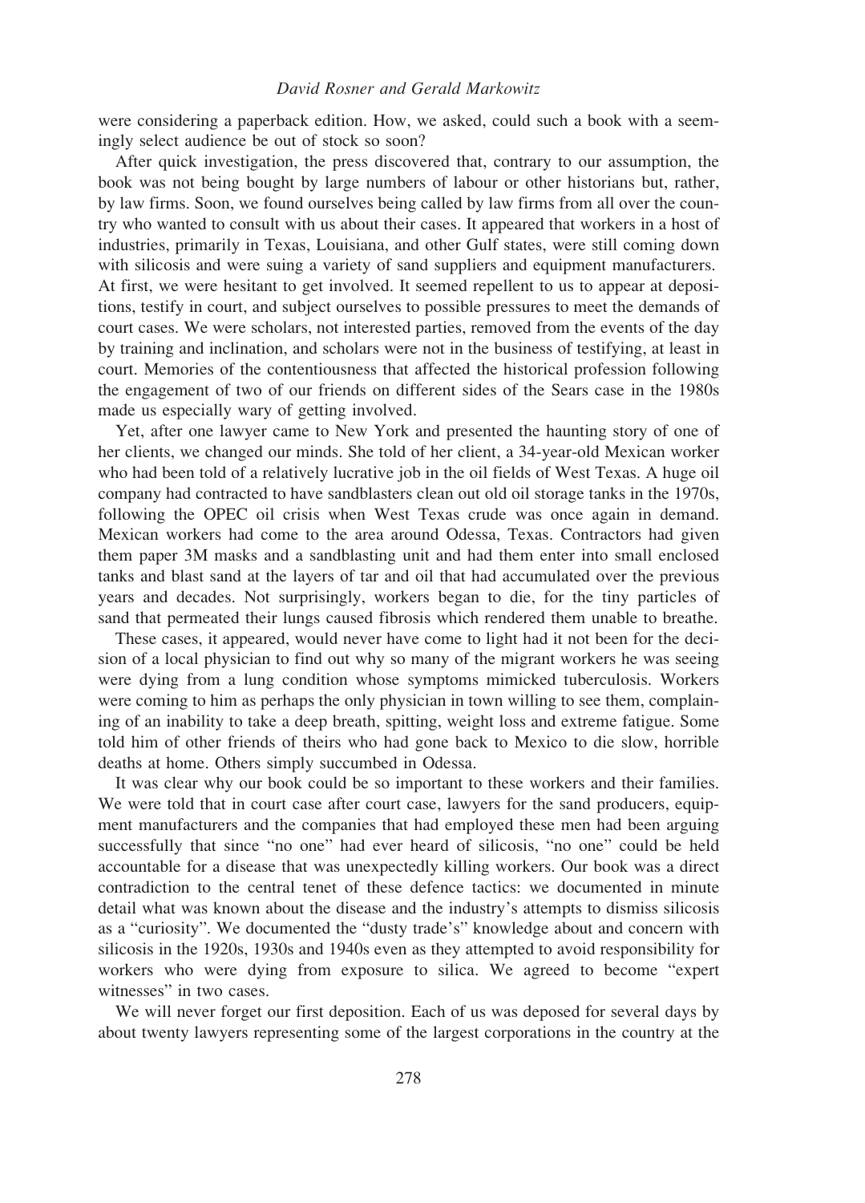were considering a paperback edition. How, we asked, could such a book with a seemingly select audience be out of stock so soon?

After quick investigation, the press discovered that, contrary to our assumption, the book was not being bought by large numbers of labour or other historians but, rather, by law firms. Soon, we found ourselves being called by law firms from all over the country who wanted to consult with us about their cases. It appeared that workers in a host of industries, primarily in Texas, Louisiana, and other Gulf states, were still coming down with silicosis and were suing a variety of sand suppliers and equipment manufacturers. At first, we were hesitant to get involved. It seemed repellent to us to appear at depositions, testify in court, and subject ourselves to possible pressures to meet the demands of court cases. We were scholars, not interested parties, removed from the events of the day by training and inclination, and scholars were not in the business of testifying, at least in court. Memories of the contentiousness that affected the historical profession following the engagement of two of our friends on different sides of the Sears case in the 1980s made us especially wary of getting involved.

Yet, after one lawyer came to New York and presented the haunting story of one of her clients, we changed our minds. She told of her client, a 34-year-old Mexican worker who had been told of a relatively lucrative job in the oil fields of West Texas. A huge oil company had contracted to have sandblasters clean out old oil storage tanks in the 1970s, following the OPEC oil crisis when West Texas crude was once again in demand. Mexican workers had come to the area around Odessa, Texas. Contractors had given them paper 3M masks and a sandblasting unit and had them enter into small enclosed tanks and blast sand at the layers of tar and oil that had accumulated over the previous years and decades. Not surprisingly, workers began to die, for the tiny particles of sand that permeated their lungs caused fibrosis which rendered them unable to breathe.

These cases, it appeared, would never have come to light had it not been for the decision of a local physician to find out why so many of the migrant workers he was seeing were dying from a lung condition whose symptoms mimicked tuberculosis. Workers were coming to him as perhaps the only physician in town willing to see them, complaining of an inability to take a deep breath, spitting, weight loss and extreme fatigue. Some told him of other friends of theirs who had gone back to Mexico to die slow, horrible deaths at home. Others simply succumbed in Odessa.

It was clear why our book could be so important to these workers and their families. We were told that in court case after court case, lawyers for the sand producers, equipment manufacturers and the companies that had employed these men had been arguing successfully that since "no one" had ever heard of silicosis, "no one" could be held accountable for a disease that was unexpectedly killing workers. Our book was a direct contradiction to the central tenet of these defence tactics: we documented in minute detail what was known about the disease and the industry's attempts to dismiss silicosis as a "curiosity". We documented the "dusty trade's" knowledge about and concern with silicosis in the 1920s, 1930s and 1940s even as they attempted to avoid responsibility for workers who were dying from exposure to silica. We agreed to become "expert witnesses" in two cases.

We will never forget our first deposition. Each of us was deposed for several days by about twenty lawyers representing some of the largest corporations in the country at the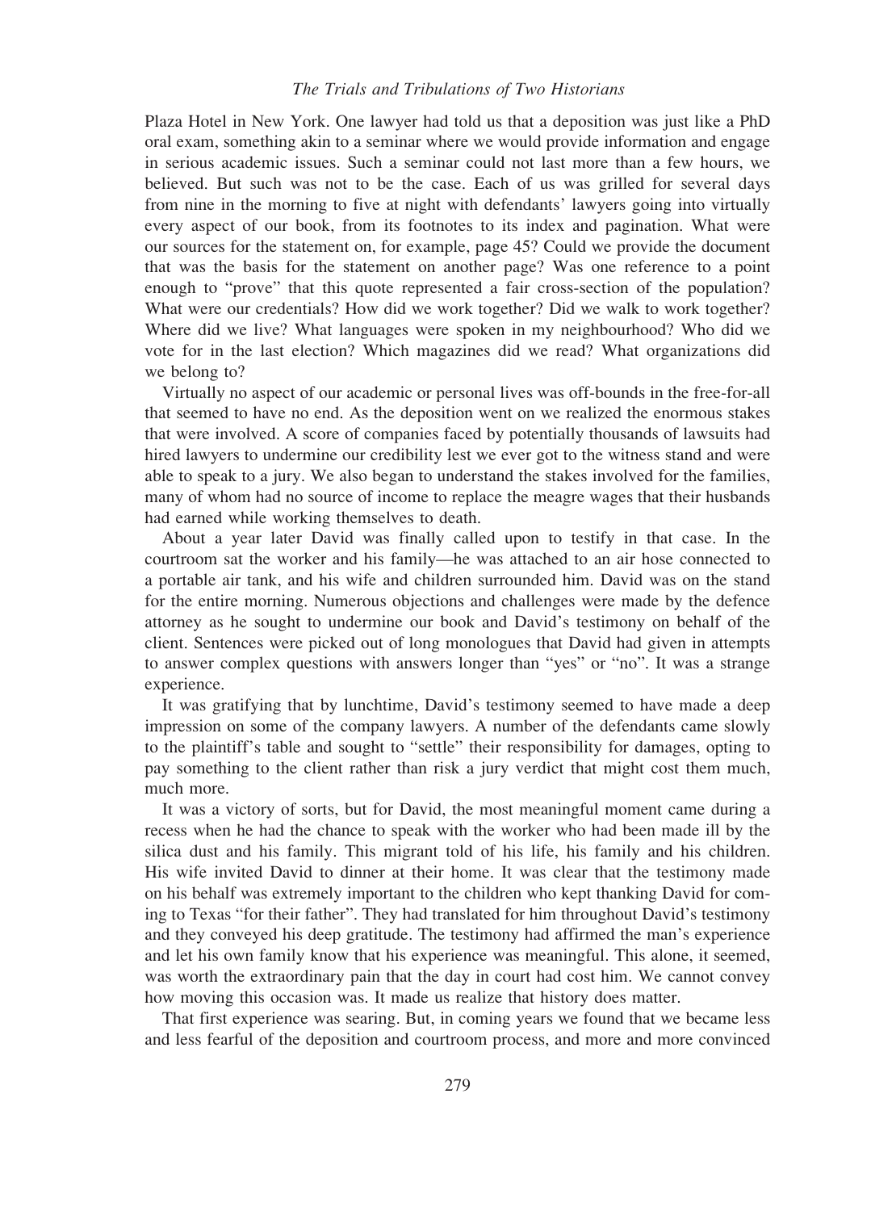Plaza Hotel in New York. One lawyer had told us that a deposition was just like a PhD oral exam, something akin to a seminar where we would provide information and engage in serious academic issues. Such a seminar could not last more than a few hours, we believed. But such was not to be the case. Each of us was grilled for several days from nine in the morning to five at night with defendants' lawyers going into virtually every aspect of our book, from its footnotes to its index and pagination. What were our sources for the statement on, for example, page 45? Could we provide the document that was the basis for the statement on another page? Was one reference to a point enough to "prove" that this quote represented a fair cross-section of the population? What were our credentials? How did we work together? Did we walk to work together? Where did we live? What languages were spoken in my neighbourhood? Who did we vote for in the last election? Which magazines did we read? What organizations did we belong to?

Virtually no aspect of our academic or personal lives was off-bounds in the free-for-all that seemed to have no end. As the deposition went on we realized the enormous stakes that were involved. A score of companies faced by potentially thousands of lawsuits had hired lawyers to undermine our credibility lest we ever got to the witness stand and were able to speak to a jury. We also began to understand the stakes involved for the families, many of whom had no source of income to replace the meagre wages that their husbands had earned while working themselves to death.

About a year later David was finally called upon to testify in that case. In the courtroom sat the worker and his family—he was attached to an air hose connected to a portable air tank, and his wife and children surrounded him. David was on the stand for the entire morning. Numerous objections and challenges were made by the defence attorney as he sought to undermine our book and David's testimony on behalf of the client. Sentences were picked out of long monologues that David had given in attempts to answer complex questions with answers longer than "yes" or "no". It was a strange experience.

It was gratifying that by lunchtime, David's testimony seemed to have made a deep impression on some of the company lawyers. A number of the defendants came slowly to the plaintiff's table and sought to "settle" their responsibility for damages, opting to pay something to the client rather than risk a jury verdict that might cost them much, much more.

It was a victory of sorts, but for David, the most meaningful moment came during a recess when he had the chance to speak with the worker who had been made ill by the silica dust and his family. This migrant told of his life, his family and his children. His wife invited David to dinner at their home. It was clear that the testimony made on his behalf was extremely important to the children who kept thanking David for coming to Texas "for their father". They had translated for him throughout David's testimony and they conveyed his deep gratitude. The testimony had affirmed the man's experience and let his own family know that his experience was meaningful. This alone, it seemed, was worth the extraordinary pain that the day in court had cost him. We cannot convey how moving this occasion was. It made us realize that history does matter.

That first experience was searing. But, in coming years we found that we became less and less fearful of the deposition and courtroom process, and more and more convinced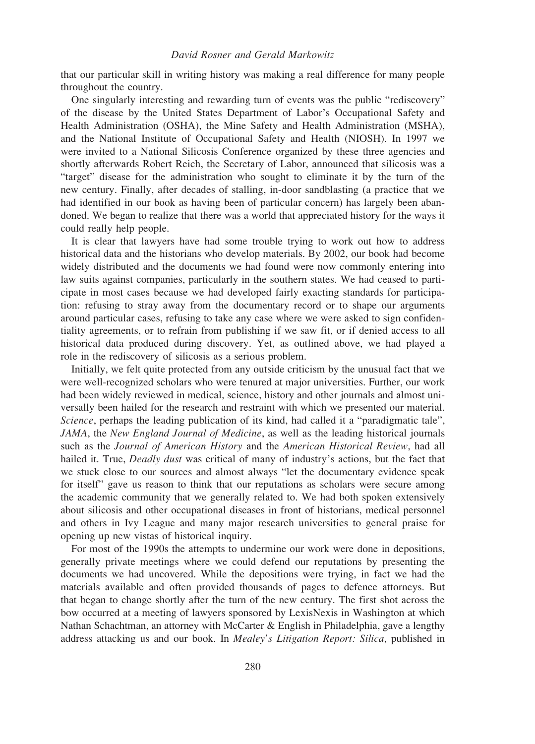that our particular skill in writing history was making a real difference for many people throughout the country.

One singularly interesting and rewarding turn of events was the public "rediscovery" of the disease by the United States Department of Labor's Occupational Safety and Health Administration (OSHA), the Mine Safety and Health Administration (MSHA), and the National Institute of Occupational Safety and Health (NIOSH). In 1997 we were invited to a National Silicosis Conference organized by these three agencies and shortly afterwards Robert Reich, the Secretary of Labor, announced that silicosis was a "target" disease for the administration who sought to eliminate it by the turn of the new century. Finally, after decades of stalling, in-door sandblasting (a practice that we had identified in our book as having been of particular concern) has largely been abandoned. We began to realize that there was a world that appreciated history for the ways it could really help people.

It is clear that lawyers have had some trouble trying to work out how to address historical data and the historians who develop materials. By 2002, our book had become widely distributed and the documents we had found were now commonly entering into law suits against companies, particularly in the southern states. We had ceased to participate in most cases because we had developed fairly exacting standards for participation: refusing to stray away from the documentary record or to shape our arguments around particular cases, refusing to take any case where we were asked to sign confidentiality agreements, or to refrain from publishing if we saw fit, or if denied access to all historical data produced during discovery. Yet, as outlined above, we had played a role in the rediscovery of silicosis as a serious problem.

Initially, we felt quite protected from any outside criticism by the unusual fact that we were well-recognized scholars who were tenured at major universities. Further, our work had been widely reviewed in medical, science, history and other journals and almost universally been hailed for the research and restraint with which we presented our material. *Science*, perhaps the leading publication of its kind, had called it a "paradigmatic tale", *JAMA*, the *New England Journal of Medicine*, as well as the leading historical journals such as the *Journal of American History* and the *American Historical Review*, had all hailed it. True, *Deadly dust* was critical of many of industry's actions, but the fact that we stuck close to our sources and almost always "let the documentary evidence speak for itself" gave us reason to think that our reputations as scholars were secure among the academic community that we generally related to. We had both spoken extensively about silicosis and other occupational diseases in front of historians, medical personnel and others in Ivy League and many major research universities to general praise for opening up new vistas of historical inquiry.

For most of the 1990s the attempts to undermine our work were done in depositions, generally private meetings where we could defend our reputations by presenting the documents we had uncovered. While the depositions were trying, in fact we had the materials available and often provided thousands of pages to defence attorneys. But that began to change shortly after the turn of the new century. The first shot across the bow occurred at a meeting of lawyers sponsored by LexisNexis in Washington at which Nathan Schachtman, an attorney with McCarter & English in Philadelphia, gave a lengthy address attacking us and our book. In *Mealey's Litigation Report: Silica*, published in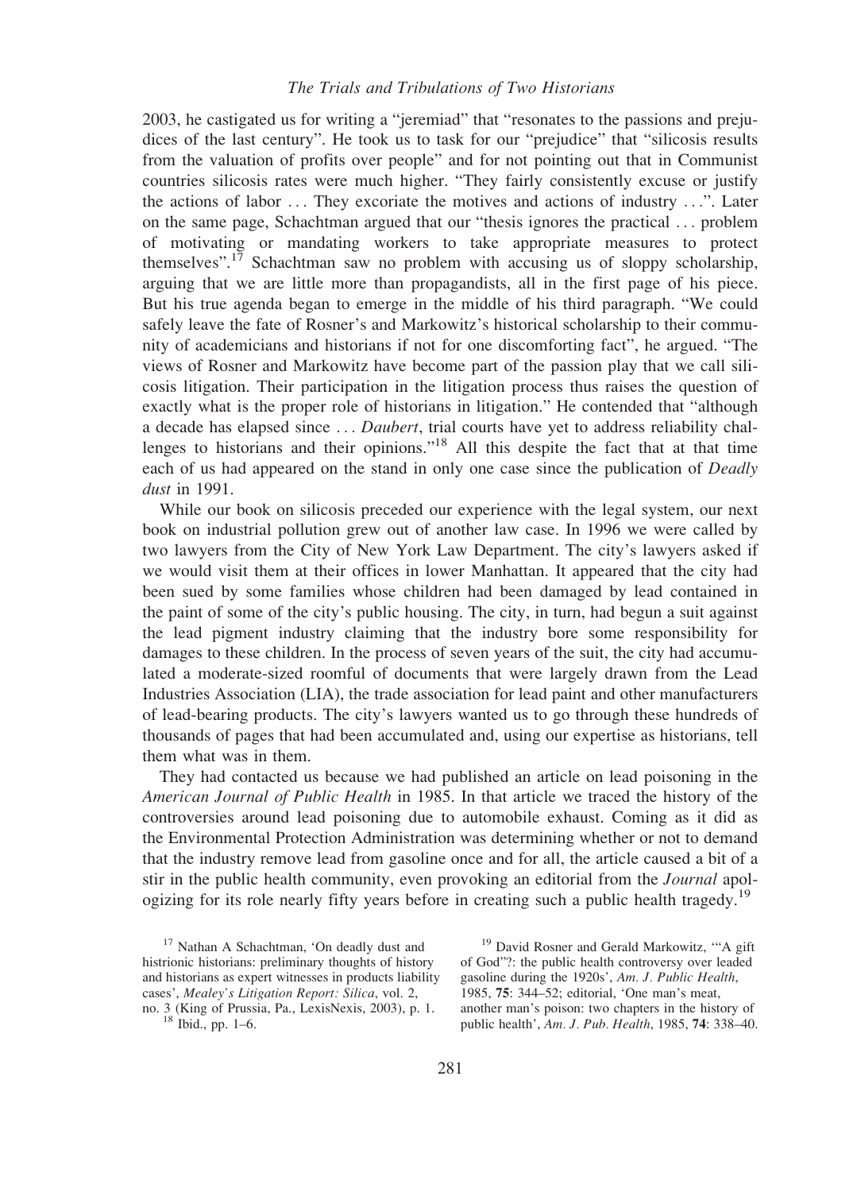2003, he castigated us for writing a "jeremiad" that "resonates to the passions and prejudices of the last century". He took us to task for our "prejudice" that "silicosis results from the valuation of profits over people" and for not pointing out that in Communist countries silicosis rates were much higher. "They fairly consistently excuse or justify the actions of labor ... They excoriate the motives and actions of industry ...". Later on the same page, Schachtman argued that our "thesis ignores the practical ... problem of motivating or mandating workers to take appropriate measures to protect themselves".[17] Schachtman saw no problem with accusing us of sloppy scholarship, arguing that we are little more than propagandists, all in the first page of his piece. But his true agenda began to emerge in the middle of his third paragraph. "We could safely leave the fate of Rosner's and Markowitz's historical scholarship to their community of academicians and historians if not for one discomforting fact", he argued. "The views of Rosner and Markowitz have become part of the passion play that we call silicosis litigation. Their participation in the litigation process thus raises the question of exactly what is the proper role of historians in litigation." He contended that "although a decade has elapsed since ... *Daubert*, trial courts have yet to address reliability challenges to historians and their opinions."[18] All this despite the fact that at that time each of us had appeared on the stand in only one case since the publication of *Deadly dust* in 1991.

While our book on silicosis preceded our experience with the legal system, our next book on industrial pollution grew out of another law case. In 1996 we were called by two lawyers from the City of New York Law Department. The city's lawyers asked if we would visit them at their offices in lower Manhattan. It appeared that the city had been sued by some families whose children had been damaged by lead contained in the paint of some of the city's public housing. The city, in turn, had begun a suit against the lead pigment industry claiming that the industry bore some responsibility for damages to these children. In the process of seven years of the suit, the city had accumulated a moderate-sized roomful of documents that were largely drawn from the Lead Industries Association (LIA), the trade association for lead paint and other manufacturers of lead-bearing products. The city's lawyers wanted us to go through these hundreds of thousands of pages that had been accumulated and, using our expertise as historians, tell them what was in them.

They had contacted us because we had published an article on lead poisoning in the *American Journal of Public Health* in 1985. In that article we traced the history of the controversies around lead poisoning due to automobile exhaust. Coming as it did as the Environmental Protection Administration was determining whether or not to demand that the industry remove lead from gasoline once and for all, the article caused a bit of a stir in the public health community, even provoking an editorial from the *Journal* apologizing for its role nearly fifty years before in creating such a public health tragedy.[19]

---

[17] Nathan A Schachtman, 'On deadly dust and histrionic historians: preliminary thoughts of history and historians as expert witnesses in products liability cases', *Mealey's Litigation Report: Silica*, vol. 2, no. 3 (King of Prussia, Pa., LexisNexis, 2003), p. 1.

[18] Ibid., pp. 1–6.

[19] David Rosner and Gerald Markowitz, '"A gift of God"?: the public health controversy over leaded gasoline during the 1920s', *Am. J. Public Health*, 1985, **75**: 344–52; editorial, 'One man's meat, another man's poison: two chapters in the history of public health', *Am. J. Pub. Health*, 1985, **74**: 338–40.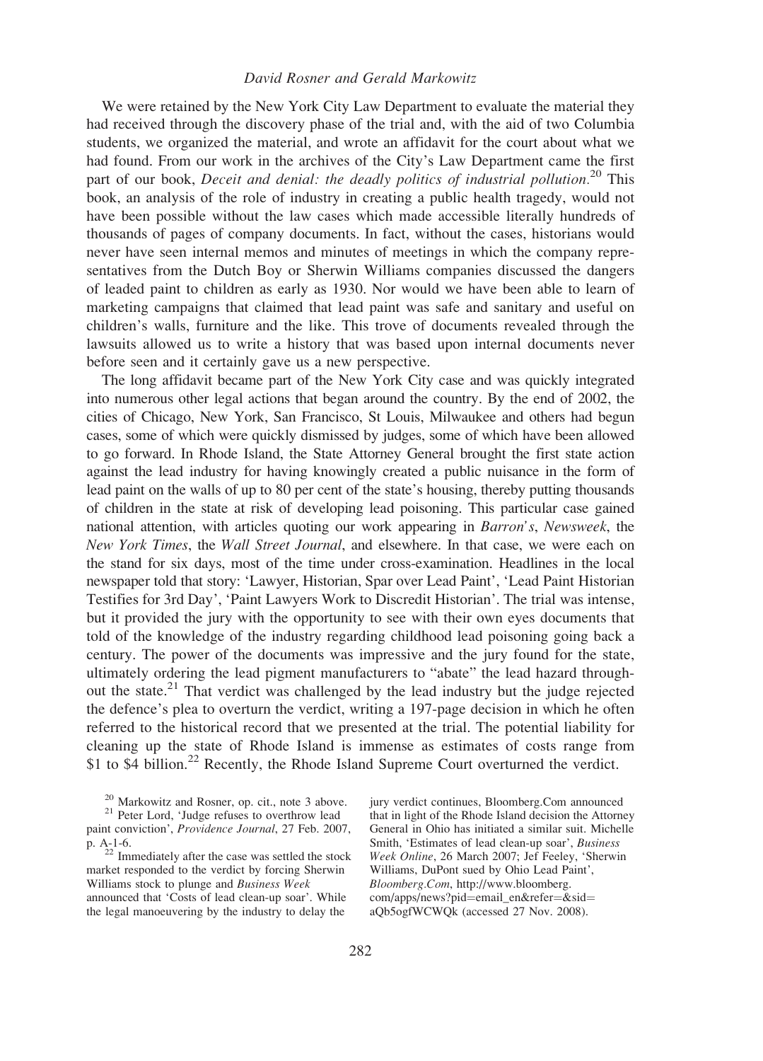We were retained by the New York City Law Department to evaluate the material they had received through the discovery phase of the trial and, with the aid of two Columbia students, we organized the material, and wrote an affidavit for the court about what we had found. From our work in the archives of the City's Law Department came the first part of our book, *Deceit and denial: the deadly politics of industrial pollution*.[20] This book, an analysis of the role of industry in creating a public health tragedy, would not have been possible without the law cases which made accessible literally hundreds of thousands of pages of company documents. In fact, without the cases, historians would never have seen internal memos and minutes of meetings in which the company representatives from the Dutch Boy or Sherwin Williams companies discussed the dangers of leaded paint to children as early as 1930. Nor would we have been able to learn of marketing campaigns that claimed that lead paint was safe and sanitary and useful on children's walls, furniture and the like. This trove of documents revealed through the lawsuits allowed us to write a history that was based upon internal documents never before seen and it certainly gave us a new perspective.

The long affidavit became part of the New York City case and was quickly integrated into numerous other legal actions that began around the country. By the end of 2002, the cities of Chicago, New York, San Francisco, St Louis, Milwaukee and others had begun cases, some of which were quickly dismissed by judges, some of which have been allowed to go forward. In Rhode Island, the State Attorney General brought the first state action against the lead industry for having knowingly created a public nuisance in the form of lead paint on the walls of up to 80 per cent of the state's housing, thereby putting thousands of children in the state at risk of developing lead poisoning. This particular case gained national attention, with articles quoting our work appearing in *Barron's*, *Newsweek*, the *New York Times*, the *Wall Street Journal*, and elsewhere. In that case, we were each on the stand for six days, most of the time under cross-examination. Headlines in the local newspaper told that story: 'Lawyer, Historian, Spar over Lead Paint', 'Lead Paint Historian Testifies for 3rd Day', 'Paint Lawyers Work to Discredit Historian'. The trial was intense, but it provided the jury with the opportunity to see with their own eyes documents that told of the knowledge of the industry regarding childhood lead poisoning going back a century. The power of the documents was impressive and the jury found for the state, ultimately ordering the lead pigment manufacturers to "abate" the lead hazard throughout the state.[21] That verdict was challenged by the lead industry but the judge rejected the defence's plea to overturn the verdict, writing a 197-page decision in which he often referred to the historical record that we presented at the trial. The potential liability for cleaning up the state of Rhode Island is immense as estimates of costs range from \$1 to \$4 billion.[22] Recently, the Rhode Island Supreme Court overturned the verdict.

[20] Markowitz and Rosner, op. cit., note 3 above.

[21] Peter Lord, 'Judge refuses to overthrow lead paint conviction', *Providence Journal*, 27 Feb. 2007, p. A-1-6.

[22] Immediately after the case was settled the stock market responded to the verdict by forcing Sherwin Williams stock to plunge and *Business Week* announced that 'Costs of lead clean-up soar'. While the legal manoeuvering by the industry to delay the jury verdict continues, Bloomberg.Com announced that in light of the Rhode Island decision the Attorney General in Ohio has initiated a similar suit. Michelle Smith, 'Estimates of lead clean-up soar', *Business Week Online*, 26 March 2007; Jef Feeley, 'Sherwin Williams, DuPont sued by Ohio Lead Paint', *Bloomberg.Com*, http://www.bloomberg.com/apps/news?pid=email_en&refer=&sid=aQb5ogfWCWQk (accessed 27 Nov. 2008).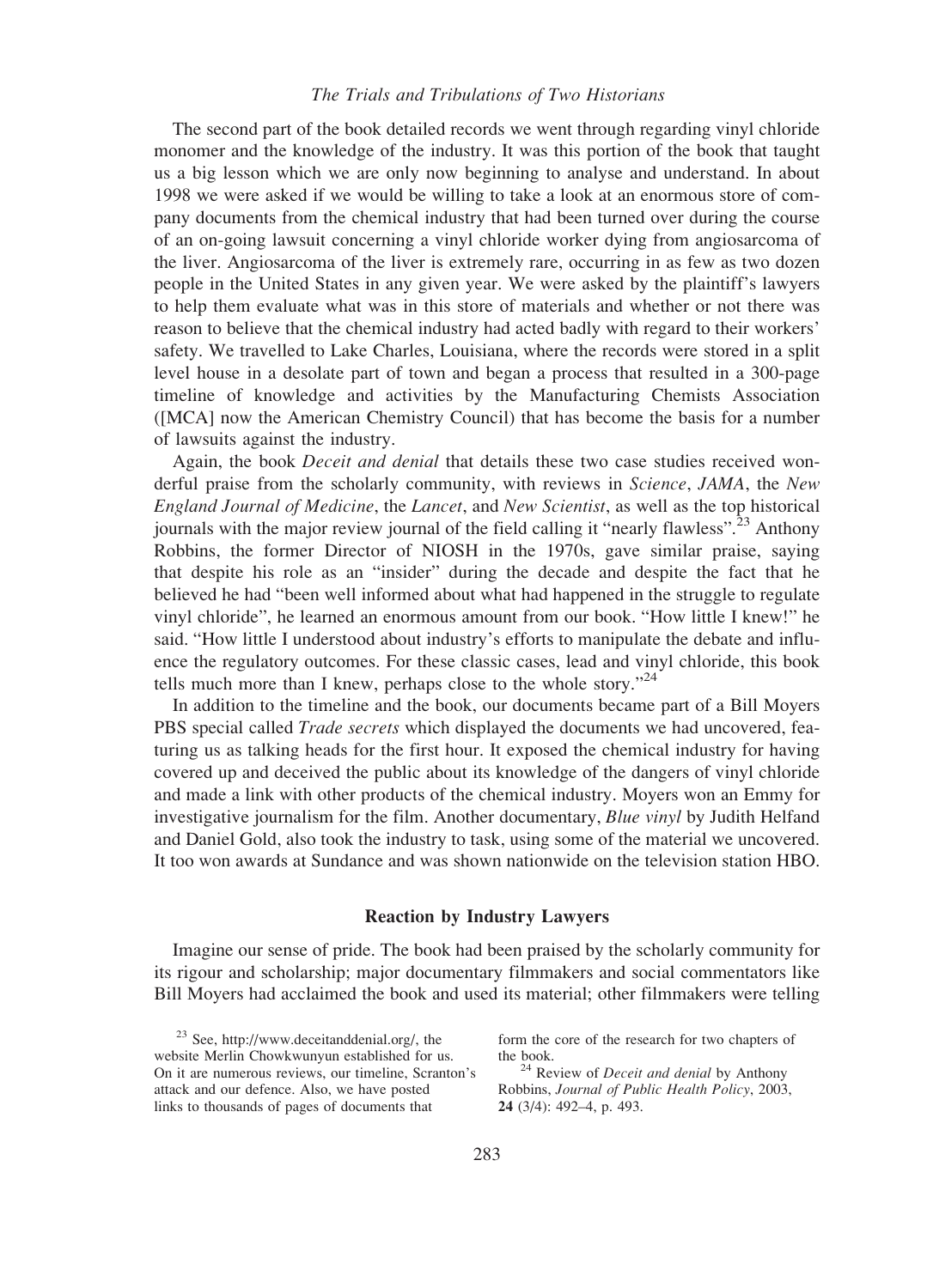The second part of the book detailed records we went through regarding vinyl chloride monomer and the knowledge of the industry. It was this portion of the book that taught us a big lesson which we are only now beginning to analyse and understand. In about 1998 we were asked if we would be willing to take a look at an enormous store of company documents from the chemical industry that had been turned over during the course of an on-going lawsuit concerning a vinyl chloride worker dying from angiosarcoma of the liver. Angiosarcoma of the liver is extremely rare, occurring in as few as two dozen people in the United States in any given year. We were asked by the plaintiff's lawyers to help them evaluate what was in this store of materials and whether or not there was reason to believe that the chemical industry had acted badly with regard to their workers' safety. We travelled to Lake Charles, Louisiana, where the records were stored in a split level house in a desolate part of town and began a process that resulted in a 300-page timeline of knowledge and activities by the Manufacturing Chemists Association ([MCA] now the American Chemistry Council) that has become the basis for a number of lawsuits against the industry.

Again, the book *Deceit and denial* that details these two case studies received wonderful praise from the scholarly community, with reviews in *Science*, *JAMA*, the *New England Journal of Medicine*, the *Lancet*, and *New Scientist*, as well as the top historical journals with the major review journal of the field calling it "nearly flawless".[23] Anthony Robbins, the former Director of NIOSH in the 1970s, gave similar praise, saying that despite his role as an "insider" during the decade and despite the fact that he believed he had "been well informed about what had happened in the struggle to regulate vinyl chloride", he learned an enormous amount from our book. "How little I knew!" he said. "How little I understood about industry's efforts to manipulate the debate and influence the regulatory outcomes. For these classic cases, lead and vinyl chloride, this book tells much more than I knew, perhaps close to the whole story."[24]

In addition to the timeline and the book, our documents became part of a Bill Moyers PBS special called *Trade secrets* which displayed the documents we had uncovered, featuring us as talking heads for the first hour. It exposed the chemical industry for having covered up and deceived the public about its knowledge of the dangers of vinyl chloride and made a link with other products of the chemical industry. Moyers won an Emmy for investigative journalism for the film. Another documentary, *Blue vinyl* by Judith Helfand and Daniel Gold, also took the industry to task, using some of the material we uncovered. It too won awards at Sundance and was shown nationwide on the television station HBO.

## Reaction by Industry Lawyers

Imagine our sense of pride. The book had been praised by the scholarly community for its rigour and scholarship; major documentary filmmakers and social commentators like Bill Moyers had acclaimed the book and used its material; other filmmakers were telling

[23] See, http://www.deceitanddenial.org/, the website Merlin Chowkwunyun established for us. On it are numerous reviews, our timeline, Scranton's attack and our defence. Also, we have posted links to thousands of pages of documents that form the core of the research for two chapters of the book.

[24] Review of *Deceit and denial* by Anthony Robbins, *Journal of Public Health Policy*, 2003, **24** (3/4): 492–4, p. 493.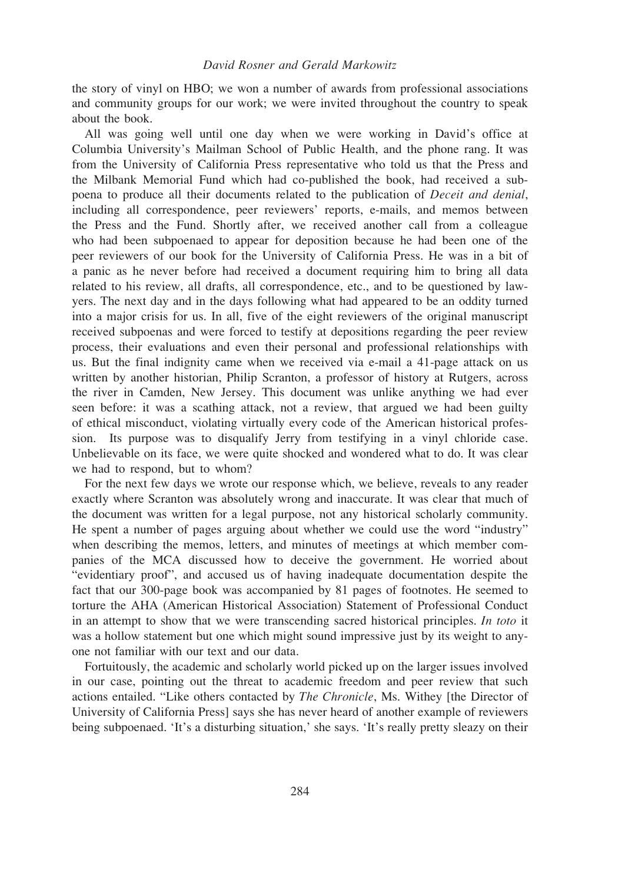the story of vinyl on HBO; we won a number of awards from professional associations and community groups for our work; we were invited throughout the country to speak about the book.

All was going well until one day when we were working in David's office at Columbia University's Mailman School of Public Health, and the phone rang. It was from the University of California Press representative who told us that the Press and the Milbank Memorial Fund which had co-published the book, had received a subpoena to produce all their documents related to the publication of *Deceit and denial*, including all correspondence, peer reviewers' reports, e-mails, and memos between the Press and the Fund. Shortly after, we received another call from a colleague who had been subpoenaed to appear for deposition because he had been one of the peer reviewers of our book for the University of California Press. He was in a bit of a panic as he never before had received a document requiring him to bring all data related to his review, all drafts, all correspondence, etc., and to be questioned by lawyers. The next day and in the days following what had appeared to be an oddity turned into a major crisis for us. In all, five of the eight reviewers of the original manuscript received subpoenas and were forced to testify at depositions regarding the peer review process, their evaluations and even their personal and professional relationships with us. But the final indignity came when we received via e-mail a 41-page attack on us written by another historian, Philip Scranton, a professor of history at Rutgers, across the river in Camden, New Jersey. This document was unlike anything we had ever seen before: it was a scathing attack, not a review, that argued we had been guilty of ethical misconduct, violating virtually every code of the American historical profession. Its purpose was to disqualify Jerry from testifying in a vinyl chloride case. Unbelievable on its face, we were quite shocked and wondered what to do. It was clear we had to respond, but to whom?

For the next few days we wrote our response which, we believe, reveals to any reader exactly where Scranton was absolutely wrong and inaccurate. It was clear that much of the document was written for a legal purpose, not any historical scholarly community. He spent a number of pages arguing about whether we could use the word "industry" when describing the memos, letters, and minutes of meetings at which member companies of the MCA discussed how to deceive the government. He worried about "evidentiary proof", and accused us of having inadequate documentation despite the fact that our 300-page book was accompanied by 81 pages of footnotes. He seemed to torture the AHA (American Historical Association) Statement of Professional Conduct in an attempt to show that we were transcending sacred historical principles. *In toto* it was a hollow statement but one which might sound impressive just by its weight to anyone not familiar with our text and our data.

Fortuitously, the academic and scholarly world picked up on the larger issues involved in our case, pointing out the threat to academic freedom and peer review that such actions entailed. "Like others contacted by *The Chronicle*, Ms. Withey [the Director of University of California Press] says she has never heard of another example of reviewers being subpoenaed. 'It's a disturbing situation,' she says. 'It's really pretty sleazy on their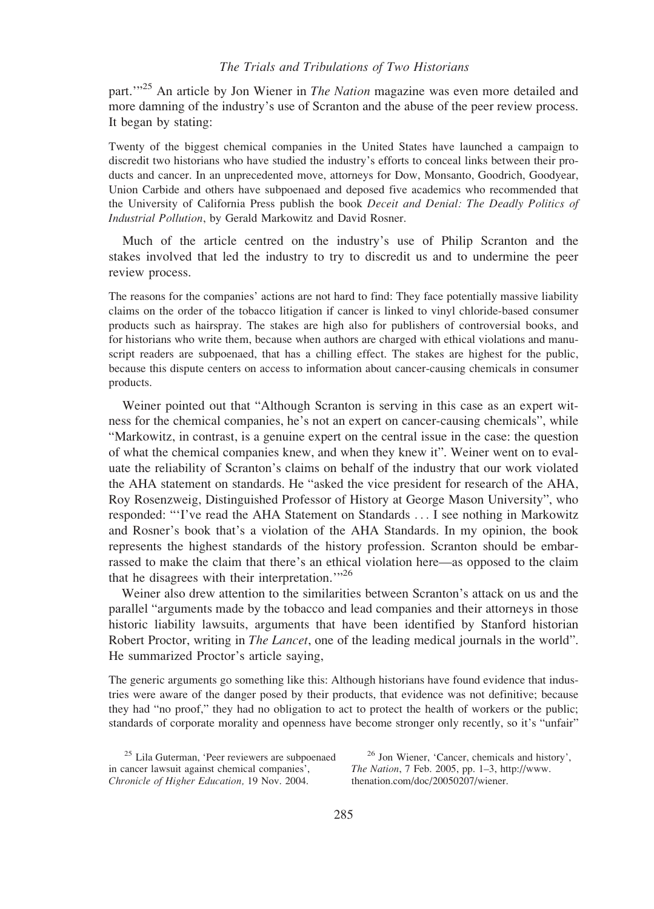part.'"[25] An article by Jon Wiener in *The Nation* magazine was even more detailed and more damning of the industry's use of Scranton and the abuse of the peer review process. It began by stating:

> Twenty of the biggest chemical companies in the United States have launched a campaign to discredit two historians who have studied the industry's efforts to conceal links between their products and cancer. In an unprecedented move, attorneys for Dow, Monsanto, Goodrich, Goodyear, Union Carbide and others have subpoenaed and deposed five academics who recommended that the University of California Press publish the book *Deceit and Denial: The Deadly Politics of Industrial Pollution*, by Gerald Markowitz and David Rosner.

Much of the article centred on the industry's use of Philip Scranton and the stakes involved that led the industry to try to discredit us and to undermine the peer review process.

> The reasons for the companies' actions are not hard to find: They face potentially massive liability claims on the order of the tobacco litigation if cancer is linked to vinyl chloride-based consumer products such as hairspray. The stakes are high also for publishers of controversial books, and for historians who write them, because when authors are charged with ethical violations and manuscript readers are subpoenaed, that has a chilling effect. The stakes are highest for the public, because this dispute centers on access to information about cancer-causing chemicals in consumer products.

Weiner pointed out that "Although Scranton is serving in this case as an expert witness for the chemical companies, he's not an expert on cancer-causing chemicals", while "Markowitz, in contrast, is a genuine expert on the central issue in the case: the question of what the chemical companies knew, and when they knew it". Weiner went on to evaluate the reliability of Scranton's claims on behalf of the industry that our work violated the AHA statement on standards. He "asked the vice president for research of the AHA, Roy Rosenzweig, Distinguished Professor of History at George Mason University", who responded: "'I've read the AHA Statement on Standards … I see nothing in Markowitz and Rosner's book that's a violation of the AHA Standards. In my opinion, the book represents the highest standards of the history profession. Scranton should be embarrassed to make the claim that there's an ethical violation here—as opposed to the claim that he disagrees with their interpretation.'"[26]

Weiner also drew attention to the similarities between Scranton's attack on us and the parallel "arguments made by the tobacco and lead companies and their attorneys in those historic liability lawsuits, arguments that have been identified by Stanford historian Robert Proctor, writing in *The Lancet*, one of the leading medical journals in the world". He summarized Proctor's article saying,

> The generic arguments go something like this: Although historians have found evidence that industries were aware of the danger posed by their products, that evidence was not definitive; because they had "no proof," they had no obligation to act to protect the health of workers or the public; standards of corporate morality and openness have become stronger only recently, so it's "unfair"

[25] Lila Guterman, 'Peer reviewers are subpoenaed in cancer lawsuit against chemical companies', *Chronicle of Higher Education,* 19 Nov. 2004.

[26] Jon Wiener, 'Cancer, chemicals and history', *The Nation*, 7 Feb. 2005, pp. 1–3, http://www.thenation.com/doc/20050207/wiener.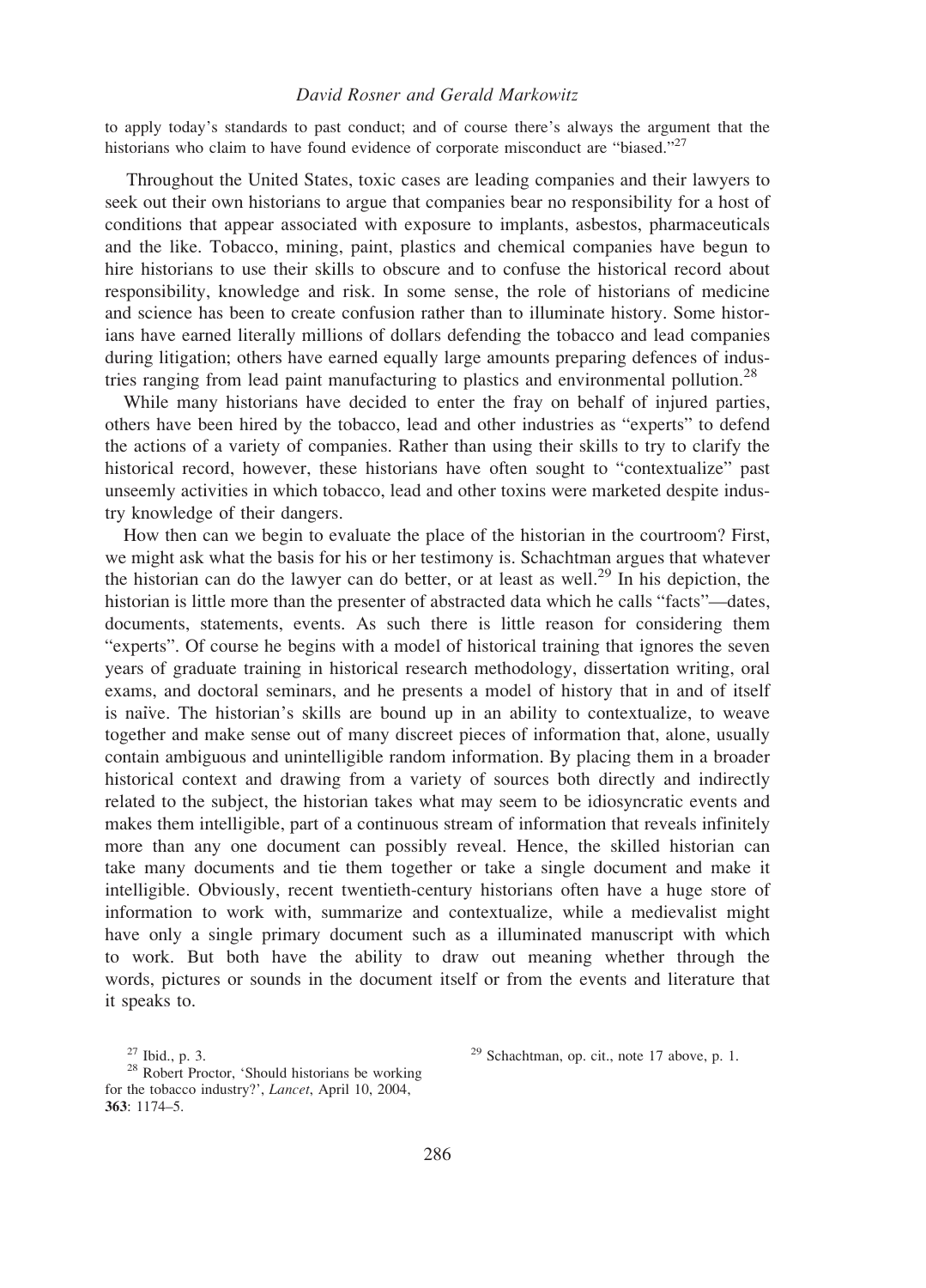to apply today's standards to past conduct; and of course there's always the argument that the historians who claim to have found evidence of corporate misconduct are "biased."[27]

Throughout the United States, toxic cases are leading companies and their lawyers to seek out their own historians to argue that companies bear no responsibility for a host of conditions that appear associated with exposure to implants, asbestos, pharmaceuticals and the like. Tobacco, mining, paint, plastics and chemical companies have begun to hire historians to use their skills to obscure and to confuse the historical record about responsibility, knowledge and risk. In some sense, the role of historians of medicine and science has been to create confusion rather than to illuminate history. Some historians have earned literally millions of dollars defending the tobacco and lead companies during litigation; others have earned equally large amounts preparing defences of industries ranging from lead paint manufacturing to plastics and environmental pollution.[28]

While many historians have decided to enter the fray on behalf of injured parties, others have been hired by the tobacco, lead and other industries as "experts" to defend the actions of a variety of companies. Rather than using their skills to try to clarify the historical record, however, these historians have often sought to "contextualize" past unseemly activities in which tobacco, lead and other toxins were marketed despite industry knowledge of their dangers.

How then can we begin to evaluate the place of the historian in the courtroom? First, we might ask what the basis for his or her testimony is. Schachtman argues that whatever the historian can do the lawyer can do better, or at least as well.[29] In his depiction, the historian is little more than the presenter of abstracted data which he calls "facts"—dates, documents, statements, events. As such there is little reason for considering them "experts". Of course he begins with a model of historical training that ignores the seven years of graduate training in historical research methodology, dissertation writing, oral exams, and doctoral seminars, and he presents a model of history that in and of itself is naïve. The historian's skills are bound up in an ability to contextualize, to weave together and make sense out of many discreet pieces of information that, alone, usually contain ambiguous and unintelligible random information. By placing them in a broader historical context and drawing from a variety of sources both directly and indirectly related to the subject, the historian takes what may seem to be idiosyncratic events and makes them intelligible, part of a continuous stream of information that reveals infinitely more than any one document can possibly reveal. Hence, the skilled historian can take many documents and tie them together or take a single document and make it intelligible. Obviously, recent twentieth-century historians often have a huge store of information to work with, summarize and contextualize, while a medievalist might have only a single primary document such as a illuminated manuscript with which to work. But both have the ability to draw out meaning whether through the words, pictures or sounds in the document itself or from the events and literature that it speaks to.

[27] Ibid., p. 3.

[28] Robert Proctor, 'Should historians be working for the tobacco industry?', *Lancet*, April 10, 2004, **363**: 1174–5.

[29] Schachtman, op. cit., note 17 above, p. 1.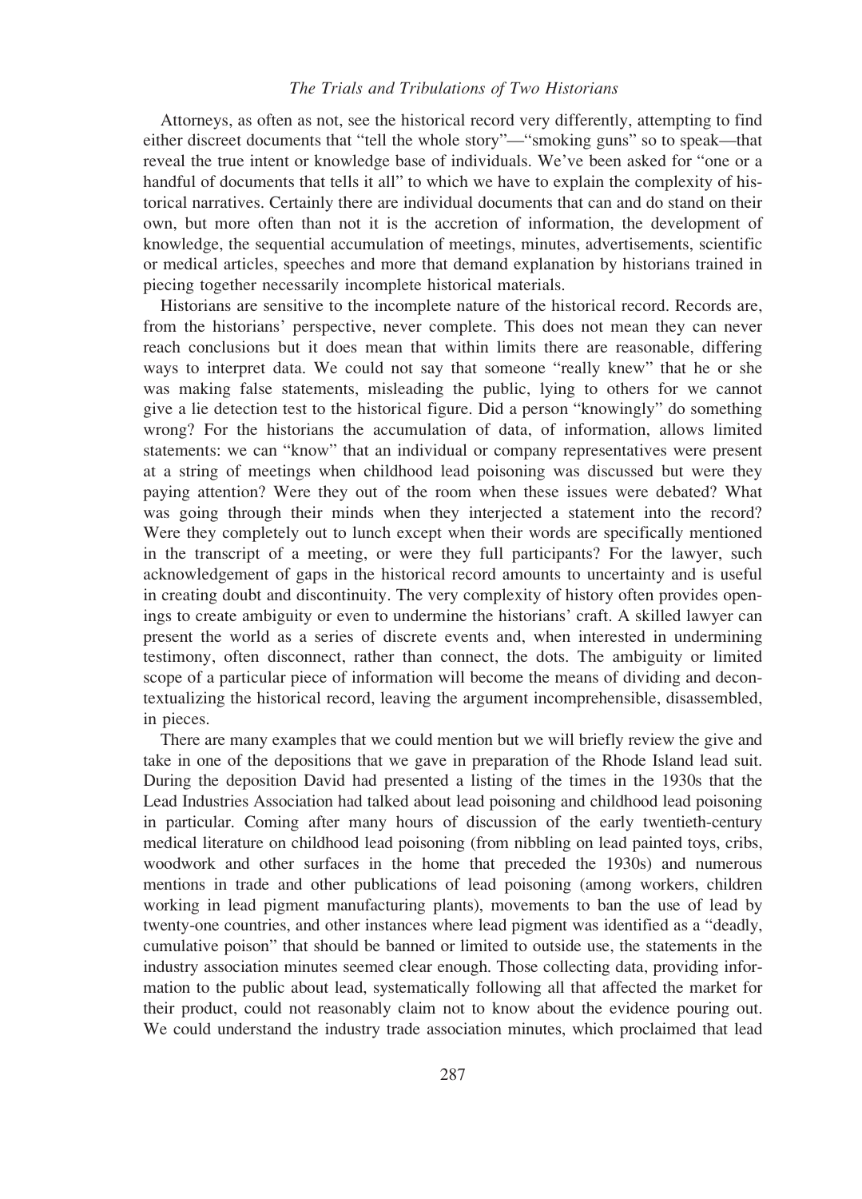Attorneys, as often as not, see the historical record very differently, attempting to find either discreet documents that "tell the whole story"—"smoking guns" so to speak—that reveal the true intent or knowledge base of individuals. We've been asked for "one or a handful of documents that tells it all" to which we have to explain the complexity of historical narratives. Certainly there are individual documents that can and do stand on their own, but more often than not it is the accretion of information, the development of knowledge, the sequential accumulation of meetings, minutes, advertisements, scientific or medical articles, speeches and more that demand explanation by historians trained in piecing together necessarily incomplete historical materials.

Historians are sensitive to the incomplete nature of the historical record. Records are, from the historians' perspective, never complete. This does not mean they can never reach conclusions but it does mean that within limits there are reasonable, differing ways to interpret data. We could not say that someone "really knew" that he or she was making false statements, misleading the public, lying to others for we cannot give a lie detection test to the historical figure. Did a person "knowingly" do something wrong? For the historians the accumulation of data, of information, allows limited statements: we can "know" that an individual or company representatives were present at a string of meetings when childhood lead poisoning was discussed but were they paying attention? Were they out of the room when these issues were debated? What was going through their minds when they interjected a statement into the record? Were they completely out to lunch except when their words are specifically mentioned in the transcript of a meeting, or were they full participants? For the lawyer, such acknowledgement of gaps in the historical record amounts to uncertainty and is useful in creating doubt and discontinuity. The very complexity of history often provides openings to create ambiguity or even to undermine the historians' craft. A skilled lawyer can present the world as a series of discrete events and, when interested in undermining testimony, often disconnect, rather than connect, the dots. The ambiguity or limited scope of a particular piece of information will become the means of dividing and decontextualizing the historical record, leaving the argument incomprehensible, disassembled, in pieces.

There are many examples that we could mention but we will briefly review the give and take in one of the depositions that we gave in preparation of the Rhode Island lead suit. During the deposition David had presented a listing of the times in the 1930s that the Lead Industries Association had talked about lead poisoning and childhood lead poisoning in particular. Coming after many hours of discussion of the early twentieth-century medical literature on childhood lead poisoning (from nibbling on lead painted toys, cribs, woodwork and other surfaces in the home that preceded the 1930s) and numerous mentions in trade and other publications of lead poisoning (among workers, children working in lead pigment manufacturing plants), movements to ban the use of lead by twenty-one countries, and other instances where lead pigment was identified as a "deadly, cumulative poison" that should be banned or limited to outside use, the statements in the industry association minutes seemed clear enough. Those collecting data, providing information to the public about lead, systematically following all that affected the market for their product, could not reasonably claim not to know about the evidence pouring out. We could understand the industry trade association minutes, which proclaimed that lead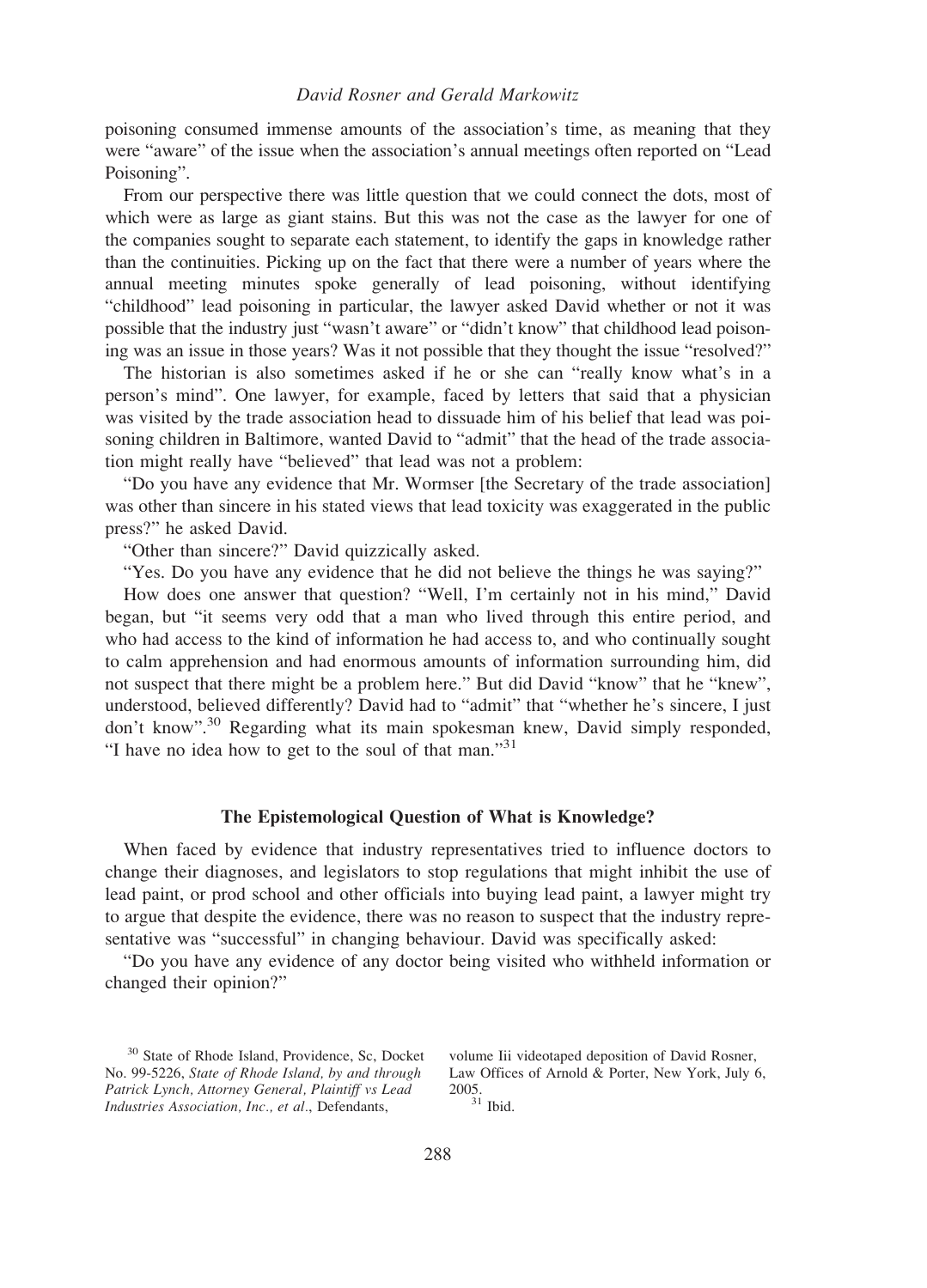poisoning consumed immense amounts of the association's time, as meaning that they were "aware" of the issue when the association's annual meetings often reported on "Lead Poisoning".

From our perspective there was little question that we could connect the dots, most of which were as large as giant stains. But this was not the case as the lawyer for one of the companies sought to separate each statement, to identify the gaps in knowledge rather than the continuities. Picking up on the fact that there were a number of years where the annual meeting minutes spoke generally of lead poisoning, without identifying "childhood" lead poisoning in particular, the lawyer asked David whether or not it was possible that the industry just "wasn't aware" or "didn't know" that childhood lead poisoning was an issue in those years? Was it not possible that they thought the issue "resolved?"

The historian is also sometimes asked if he or she can "really know what's in a person's mind". One lawyer, for example, faced by letters that said that a physician was visited by the trade association head to dissuade him of his belief that lead was poisoning children in Baltimore, wanted David to "admit" that the head of the trade association might really have "believed" that lead was not a problem:

"Do you have any evidence that Mr. Wormser [the Secretary of the trade association] was other than sincere in his stated views that lead toxicity was exaggerated in the public press?" he asked David.

"Other than sincere?" David quizzically asked.

"Yes. Do you have any evidence that he did not believe the things he was saying?"

How does one answer that question? "Well, I'm certainly not in his mind," David began, but "it seems very odd that a man who lived through this entire period, and who had access to the kind of information he had access to, and who continually sought to calm apprehension and had enormous amounts of information surrounding him, did not suspect that there might be a problem here." But did David "know" that he "knew", understood, believed differently? David had to "admit" that "whether he's sincere, I just don't know".[30] Regarding what its main spokesman knew, David simply responded, "I have no idea how to get to the soul of that man."[31]

## The Epistemological Question of What is Knowledge?

When faced by evidence that industry representatives tried to influence doctors to change their diagnoses, and legislators to stop regulations that might inhibit the use of lead paint, or prod school and other officials into buying lead paint, a lawyer might try to argue that despite the evidence, there was no reason to suspect that the industry representative was "successful" in changing behaviour. David was specifically asked:

"Do you have any evidence of any doctor being visited who withheld information or changed their opinion?"

[30] State of Rhode Island, Providence, Sc, Docket No. 99-5226, *State of Rhode Island, by and through Patrick Lynch, Attorney General, Plaintiff vs Lead Industries Association, Inc., et al.*, Defendants, volume Iii videotaped deposition of David Rosner, Law Offices of Arnold & Porter, New York, July 6, 2005.

[31] Ibid.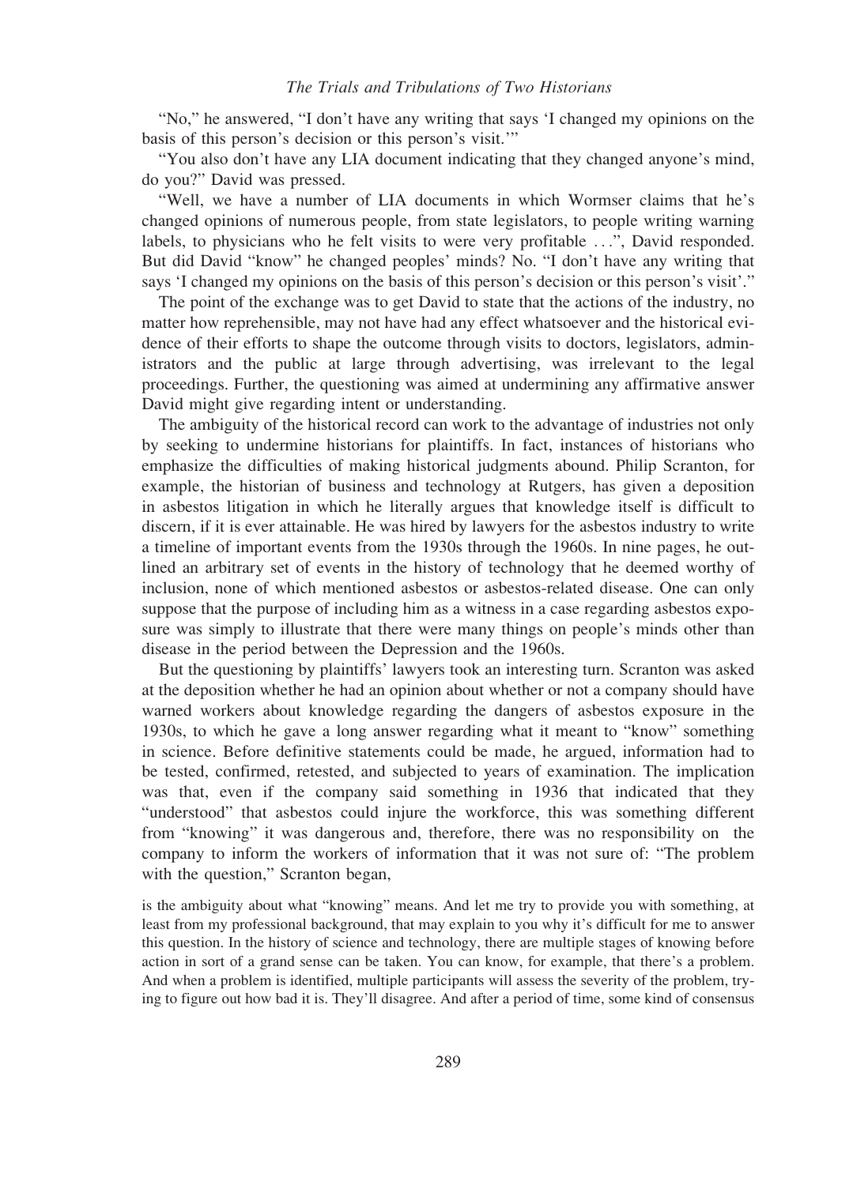"No," he answered, "I don't have any writing that says 'I changed my opinions on the basis of this person's decision or this person's visit.'"

"You also don't have any LIA document indicating that they changed anyone's mind, do you?" David was pressed.

"Well, we have a number of LIA documents in which Wormser claims that he's changed opinions of numerous people, from state legislators, to people writing warning labels, to physicians who he felt visits to were very profitable . . .", David responded. But did David "know" he changed peoples' minds? No. "I don't have any writing that says 'I changed my opinions on the basis of this person's decision or this person's visit'."

The point of the exchange was to get David to state that the actions of the industry, no matter how reprehensible, may not have had any effect whatsoever and the historical evidence of their efforts to shape the outcome through visits to doctors, legislators, administrators and the public at large through advertising, was irrelevant to the legal proceedings. Further, the questioning was aimed at undermining any affirmative answer David might give regarding intent or understanding.

The ambiguity of the historical record can work to the advantage of industries not only by seeking to undermine historians for plaintiffs. In fact, instances of historians who emphasize the difficulties of making historical judgments abound. Philip Scranton, for example, the historian of business and technology at Rutgers, has given a deposition in asbestos litigation in which he literally argues that knowledge itself is difficult to discern, if it is ever attainable. He was hired by lawyers for the asbestos industry to write a timeline of important events from the 1930s through the 1960s. In nine pages, he outlined an arbitrary set of events in the history of technology that he deemed worthy of inclusion, none of which mentioned asbestos or asbestos-related disease. One can only suppose that the purpose of including him as a witness in a case regarding asbestos exposure was simply to illustrate that there were many things on people's minds other than disease in the period between the Depression and the 1960s.

But the questioning by plaintiffs' lawyers took an interesting turn. Scranton was asked at the deposition whether he had an opinion about whether or not a company should have warned workers about knowledge regarding the dangers of asbestos exposure in the 1930s, to which he gave a long answer regarding what it meant to "know" something in science. Before definitive statements could be made, he argued, information had to be tested, confirmed, retested, and subjected to years of examination. The implication was that, even if the company said something in 1936 that indicated that they "understood" that asbestos could injure the workforce, this was something different from "knowing" it was dangerous and, therefore, there was no responsibility on the company to inform the workers of information that it was not sure of: "The problem with the question," Scranton began,

> is the ambiguity about what "knowing" means. And let me try to provide you with something, at least from my professional background, that may explain to you why it's difficult for me to answer this question. In the history of science and technology, there are multiple stages of knowing before action in sort of a grand sense can be taken. You can know, for example, that there's a problem. And when a problem is identified, multiple participants will assess the severity of the problem, trying to figure out how bad it is. They'll disagree. And after a period of time, some kind of consensus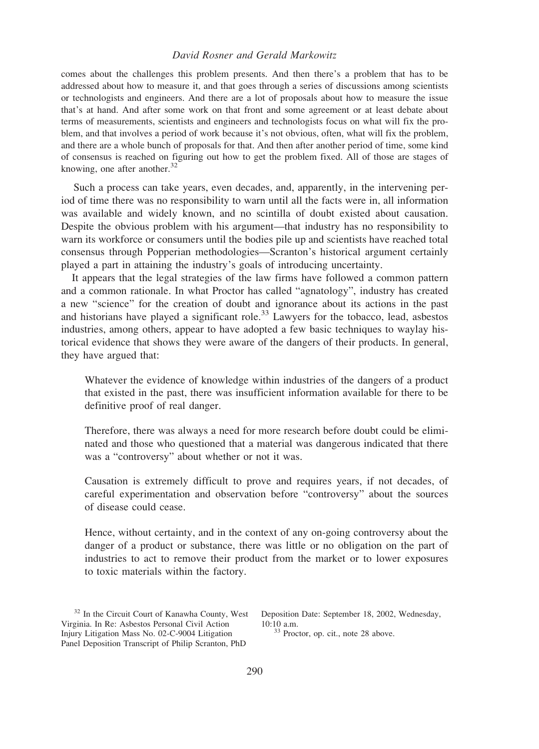comes about the challenges this problem presents. And then there's a problem that has to be addressed about how to measure it, and that goes through a series of discussions among scientists or technologists and engineers. And there are a lot of proposals about how to measure the issue that's at hand. And after some work on that front and some agreement or at least debate about terms of measurements, scientists and engineers and technologists focus on what will fix the problem, and that involves a period of work because it's not obvious, often, what will fix the problem, and there are a whole bunch of proposals for that. And then after another period of time, some kind of consensus is reached on figuring out how to get the problem fixed. All of those are stages of knowing, one after another.[32]

Such a process can take years, even decades, and, apparently, in the intervening period of time there was no responsibility to warn until all the facts were in, all information was available and widely known, and no scintilla of doubt existed about causation. Despite the obvious problem with his argument—that industry has no responsibility to warn its workforce or consumers until the bodies pile up and scientists have reached total consensus through Popperian methodologies—Scranton's historical argument certainly played a part in attaining the industry's goals of introducing uncertainty.

It appears that the legal strategies of the law firms have followed a common pattern and a common rationale. In what Proctor has called "agnatology", industry has created a new "science" for the creation of doubt and ignorance about its actions in the past and historians have played a significant role.[33] Lawyers for the tobacco, lead, asbestos industries, among others, appear to have adopted a few basic techniques to waylay historical evidence that shows they were aware of the dangers of their products. In general, they have argued that:

> Whatever the evidence of knowledge within industries of the dangers of a product that existed in the past, there was insufficient information available for there to be definitive proof of real danger.
>
> Therefore, there was always a need for more research before doubt could be eliminated and those who questioned that a material was dangerous indicated that there was a "controversy" about whether or not it was.
>
> Causation is extremely difficult to prove and requires years, if not decades, of careful experimentation and observation before "controversy" about the sources of disease could cease.
>
> Hence, without certainty, and in the context of any on-going controversy about the danger of a product or substance, there was little or no obligation on the part of industries to act to remove their product from the market or to lower exposures to toxic materials within the factory.

---

[32] In the Circuit Court of Kanawha County, West Virginia. In Re: Asbestos Personal Civil Action Injury Litigation Mass No. 02-C-9004 Litigation Panel Deposition Transcript of Philip Scranton, PhD Deposition Date: September 18, 2002, Wednesday, 10:10 a.m.

[33] Proctor, op. cit., note 28 above.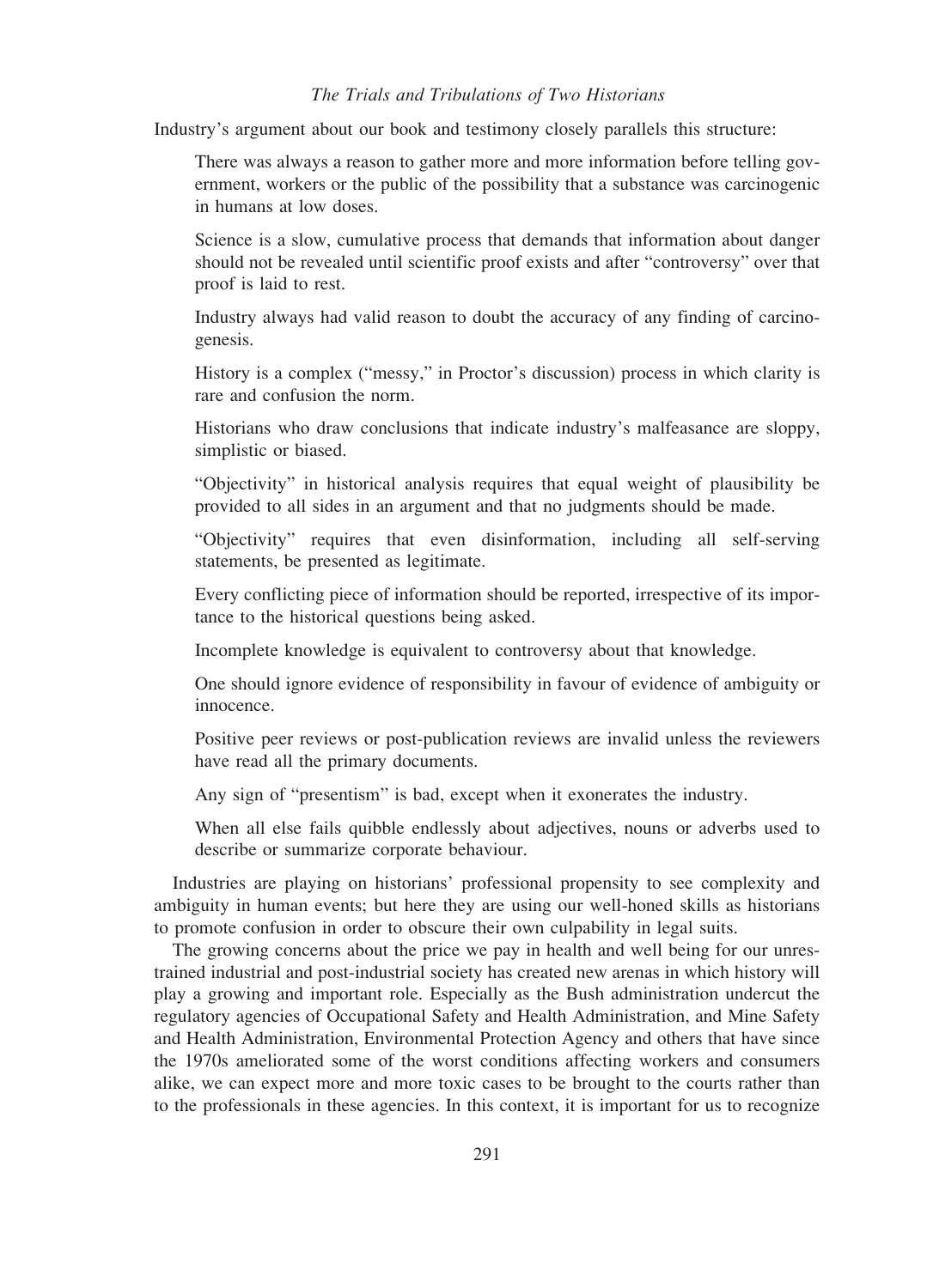Industry's argument about our book and testimony closely parallels this structure:

> There was always a reason to gather more and more information before telling government, workers or the public of the possibility that a substance was carcinogenic in humans at low doses.
>
> Science is a slow, cumulative process that demands that information about danger should not be revealed until scientific proof exists and after "controversy" over that proof is laid to rest.
>
> Industry always had valid reason to doubt the accuracy of any finding of carcinogenesis.
>
> History is a complex ("messy," in Proctor's discussion) process in which clarity is rare and confusion the norm.
>
> Historians who draw conclusions that indicate industry's malfeasance are sloppy, simplistic or biased.
>
> "Objectivity" in historical analysis requires that equal weight of plausibility be provided to all sides in an argument and that no judgments should be made.
>
> "Objectivity" requires that even disinformation, including all self-serving statements, be presented as legitimate.
>
> Every conflicting piece of information should be reported, irrespective of its importance to the historical questions being asked.
>
> Incomplete knowledge is equivalent to controversy about that knowledge.
>
> One should ignore evidence of responsibility in favour of evidence of ambiguity or innocence.
>
> Positive peer reviews or post-publication reviews are invalid unless the reviewers have read all the primary documents.
>
> Any sign of "presentism" is bad, except when it exonerates the industry.
>
> When all else fails quibble endlessly about adjectives, nouns or adverbs used to describe or summarize corporate behaviour.

Industries are playing on historians' professional propensity to see complexity and ambiguity in human events; but here they are using our well-honed skills as historians to promote confusion in order to obscure their own culpability in legal suits.

The growing concerns about the price we pay in health and well being for our unrestrained industrial and post-industrial society has created new arenas in which history will play a growing and important role. Especially as the Bush administration undercut the regulatory agencies of Occupational Safety and Health Administration, and Mine Safety and Health Administration, Environmental Protection Agency and others that have since the 1970s ameliorated some of the worst conditions affecting workers and consumers alike, we can expect more and more toxic cases to be brought to the courts rather than to the professionals in these agencies. In this context, it is important for us to recognize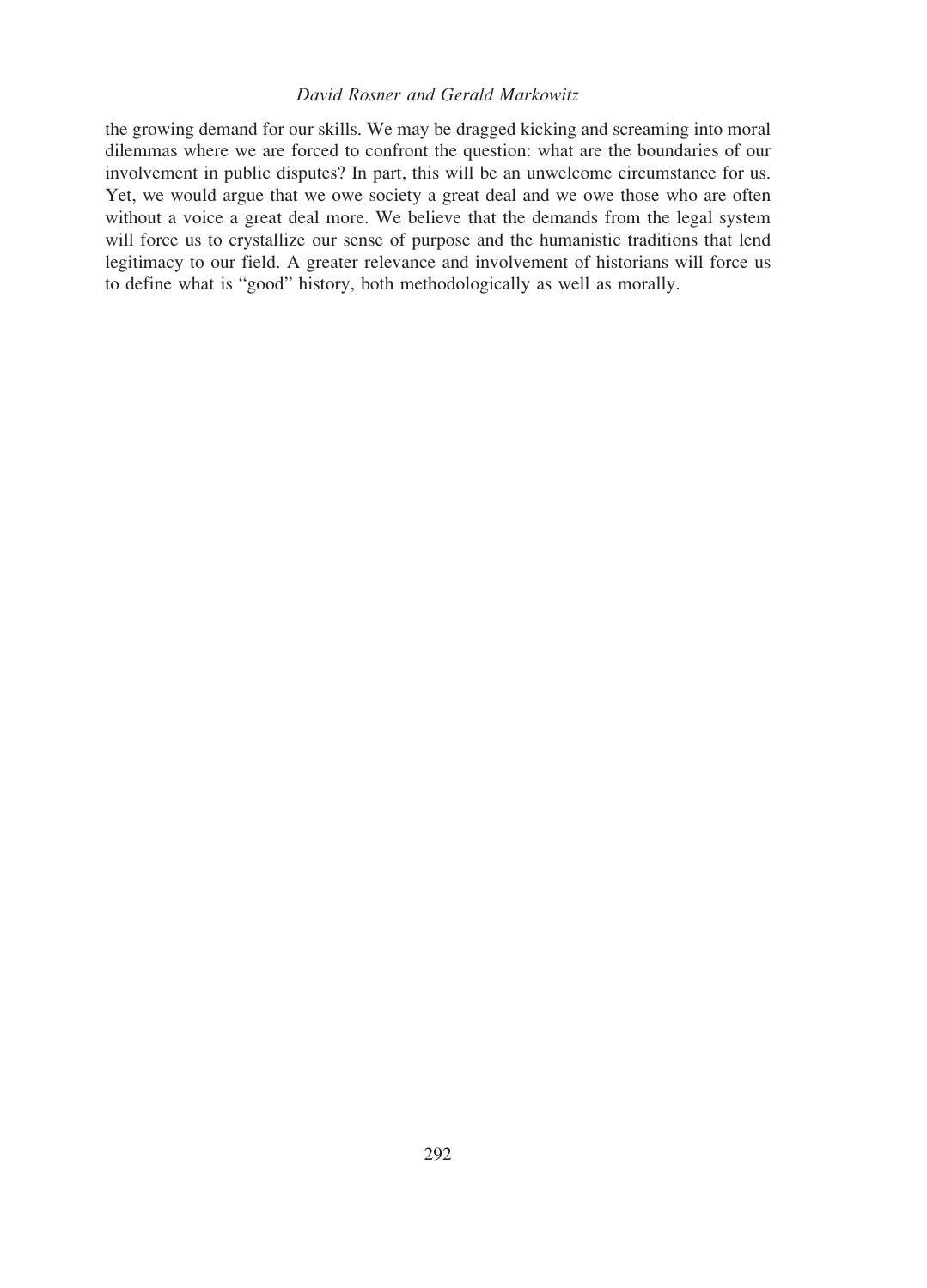the growing demand for our skills. We may be dragged kicking and screaming into moral dilemmas where we are forced to confront the question: what are the boundaries of our involvement in public disputes? In part, this will be an unwelcome circumstance for us. Yet, we would argue that we owe society a great deal and we owe those who are often without a voice a great deal more. We believe that the demands from the legal system will force us to crystallize our sense of purpose and the humanistic traditions that lend legitimacy to our field. A greater relevance and involvement of historians will force us to define what is "good" history, both methodologically as well as morally.